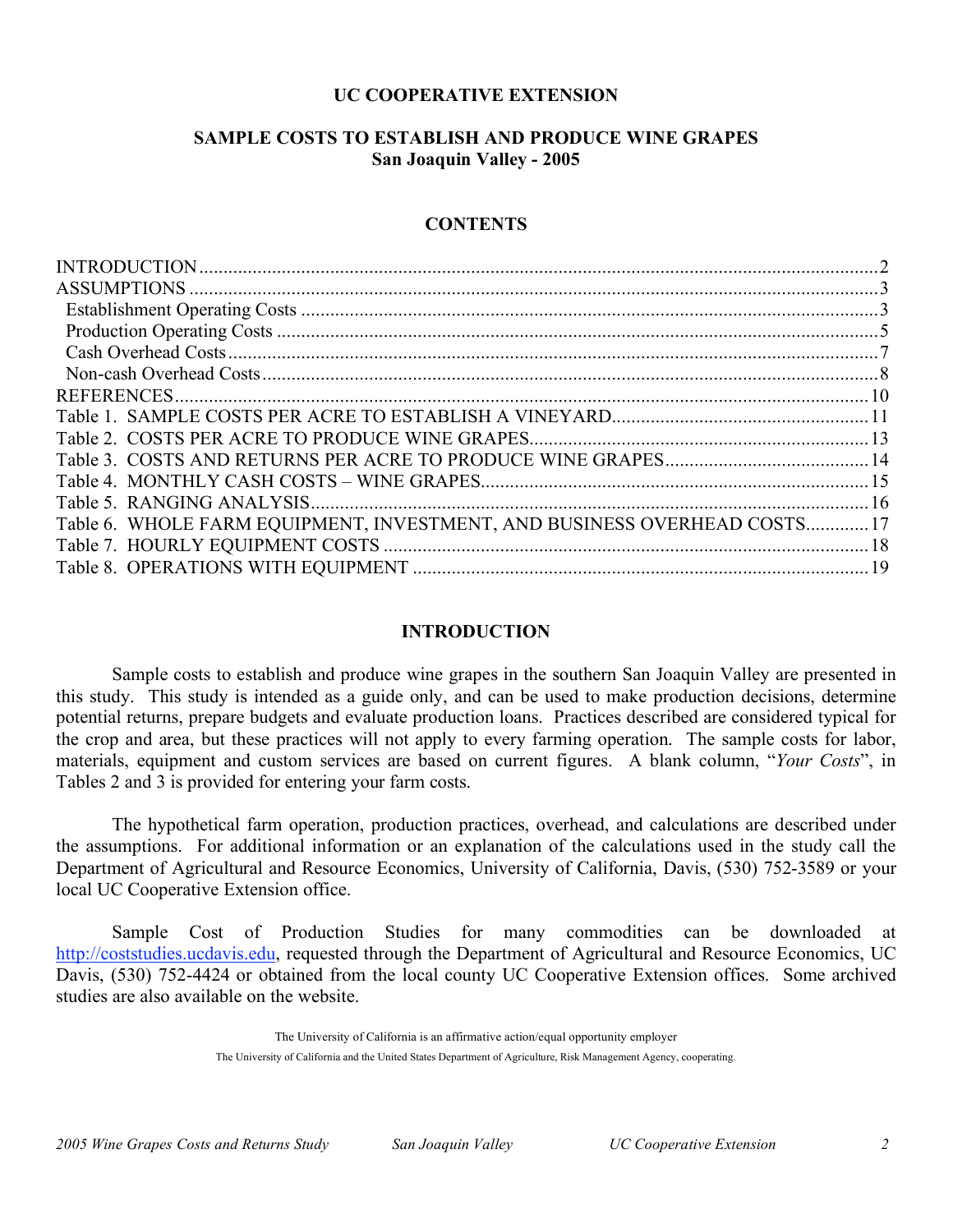**UC COOPERATIVE EXTENSION**

**SAMPLE COSTS TO ESTABLISH AND PRODUCE WINE GRAPES**
**San Joaquin Valley - 2005**

## CONTENTS

| | |
|---|---|
| INTRODUCTION | 2 |
| ASSUMPTIONS | 3 |
| Establishment Operating Costs | 3 |
| Production Operating Costs | 5 |
| Cash Overhead Costs | 7 |
| Non-cash Overhead Costs | 8 |
| REFERENCES | 10 |
| Table 1. SAMPLE COSTS PER ACRE TO ESTABLISH A VINEYARD | 11 |
| Table 2. COSTS PER ACRE TO PRODUCE WINE GRAPES | 13 |
| Table 3. COSTS AND RETURNS PER ACRE TO PRODUCE WINE GRAPES | 14 |
| Table 4. MONTHLY CASH COSTS – WINE GRAPES | 15 |
| Table 5. RANGING ANALYSIS | 16 |
| Table 6. WHOLE FARM EQUIPMENT, INVESTMENT, AND BUSINESS OVERHEAD COSTS | 17 |
| Table 7. HOURLY EQUIPMENT COSTS | 18 |
| Table 8. OPERATIONS WITH EQUIPMENT | 19 |

## INTRODUCTION

Sample costs to establish and produce wine grapes in the southern San Joaquin Valley are presented in this study. This study is intended as a guide only, and can be used to make production decisions, determine potential returns, prepare budgets and evaluate production loans. Practices described are considered typical for the crop and area, but these practices will not apply to every farming operation. The sample costs for labor, materials, equipment and custom services are based on current figures. A blank column, "*Your Costs*", in Tables 2 and 3 is provided for entering your farm costs.

The hypothetical farm operation, production practices, overhead, and calculations are described under the assumptions. For additional information or an explanation of the calculations used in the study call the Department of Agricultural and Resource Economics, University of California, Davis, (530) 752-3589 or your local UC Cooperative Extension office.

Sample Cost of Production Studies for many commodities can be downloaded at http://coststudies.ucdavis.edu, requested through the Department of Agricultural and Resource Economics, UC Davis, (530) 752-4424 or obtained from the local county UC Cooperative Extension offices. Some archived studies are also available on the website.

The University of California is an affirmative action/equal opportunity employer

The University of California and the United States Department of Agriculture, Risk Management Agency, cooperating.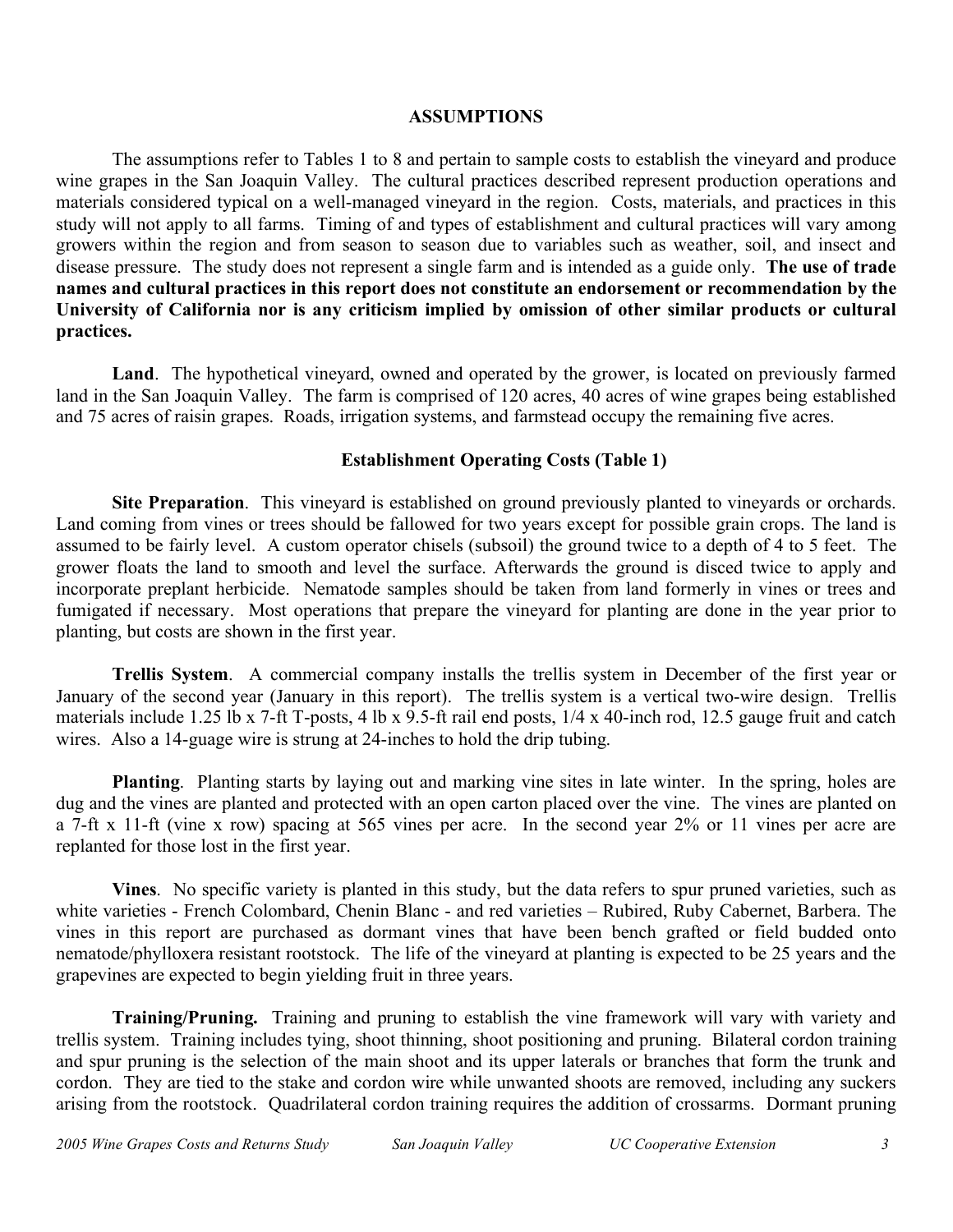## ASSUMPTIONS

The assumptions refer to Tables 1 to 8 and pertain to sample costs to establish the vineyard and produce wine grapes in the San Joaquin Valley. The cultural practices described represent production operations and materials considered typical on a well-managed vineyard in the region. Costs, materials, and practices in this study will not apply to all farms. Timing of and types of establishment and cultural practices will vary among growers within the region and from season to season due to variables such as weather, soil, and insect and disease pressure. The study does not represent a single farm and is intended as a guide only. **The use of trade names and cultural practices in this report does not constitute an endorsement or recommendation by the University of California nor is any criticism implied by omission of other similar products or cultural practices.**

**Land**. The hypothetical vineyard, owned and operated by the grower, is located on previously farmed land in the San Joaquin Valley. The farm is comprised of 120 acres, 40 acres of wine grapes being established and 75 acres of raisin grapes. Roads, irrigation systems, and farmstead occupy the remaining five acres.

### Establishment Operating Costs (Table 1)

**Site Preparation**. This vineyard is established on ground previously planted to vineyards or orchards. Land coming from vines or trees should be fallowed for two years except for possible grain crops. The land is assumed to be fairly level. A custom operator chisels (subsoil) the ground twice to a depth of 4 to 5 feet. The grower floats the land to smooth and level the surface. Afterwards the ground is disced twice to apply and incorporate preplant herbicide. Nematode samples should be taken from land formerly in vines or trees and fumigated if necessary. Most operations that prepare the vineyard for planting are done in the year prior to planting, but costs are shown in the first year.

**Trellis System**. A commercial company installs the trellis system in December of the first year or January of the second year (January in this report). The trellis system is a vertical two-wire design. Trellis materials include 1.25 lb x 7-ft T-posts, 4 lb x 9.5-ft rail end posts, 1/4 x 40-inch rod, 12.5 gauge fruit and catch wires. Also a 14-guage wire is strung at 24-inches to hold the drip tubing.

**Planting**. Planting starts by laying out and marking vine sites in late winter. In the spring, holes are dug and the vines are planted and protected with an open carton placed over the vine. The vines are planted on a 7-ft x 11-ft (vine x row) spacing at 565 vines per acre. In the second year 2% or 11 vines per acre are replanted for those lost in the first year.

**Vines**. No specific variety is planted in this study, but the data refers to spur pruned varieties, such as white varieties - French Colombard, Chenin Blanc - and red varieties – Rubired, Ruby Cabernet, Barbera. The vines in this report are purchased as dormant vines that have been bench grafted or field budded onto nematode/phylloxera resistant rootstock. The life of the vineyard at planting is expected to be 25 years and the grapevines are expected to begin yielding fruit in three years.

**Training/Pruning.** Training and pruning to establish the vine framework will vary with variety and trellis system. Training includes tying, shoot thinning, shoot positioning and pruning. Bilateral cordon training and spur pruning is the selection of the main shoot and its upper laterals or branches that form the trunk and cordon. They are tied to the stake and cordon wire while unwanted shoots are removed, including any suckers arising from the rootstock. Quadrilateral cordon training requires the addition of crossarms. Dormant pruning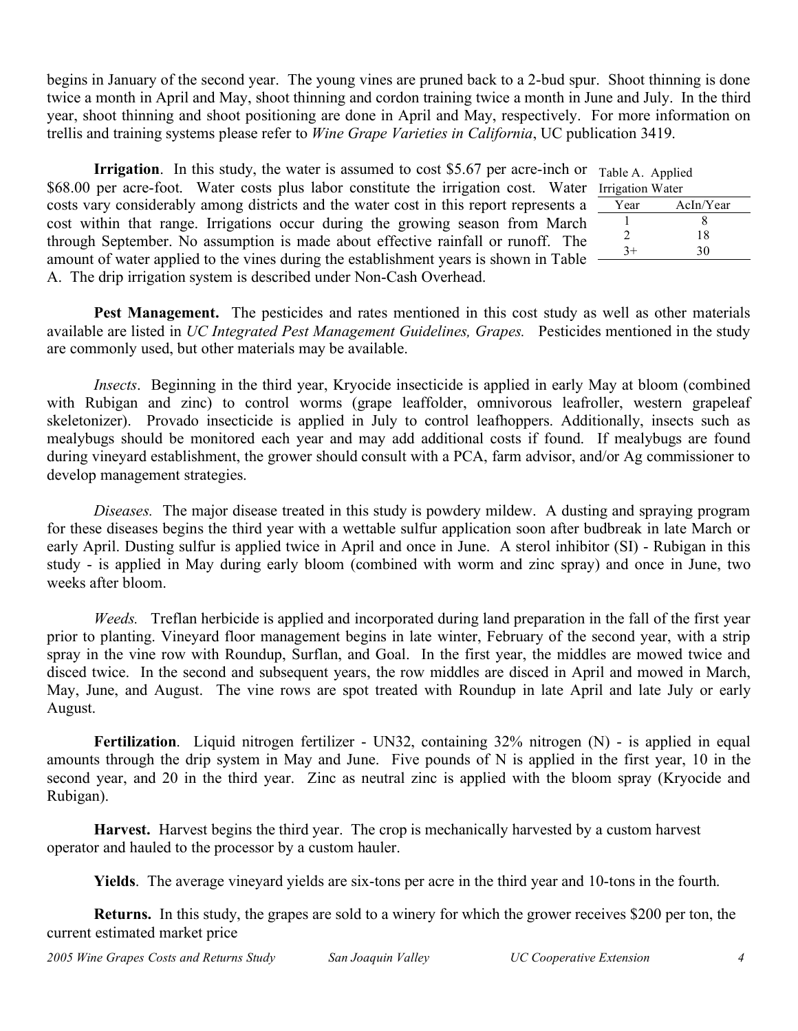begins in January of the second year. The young vines are pruned back to a 2-bud spur. Shoot thinning is done twice a month in April and May, shoot thinning and cordon training twice a month in June and July. In the third year, shoot thinning and shoot positioning are done in April and May, respectively. For more information on trellis and training systems please refer to *Wine Grape Varieties in California*, UC publication 3419.

**Irrigation**. In this study, the water is assumed to cost $5.67 per acre-inch or $68.00 per acre-foot. Water costs plus labor constitute the irrigation cost. Water costs vary considerably among districts and the water cost in this report represents a cost within that range. Irrigations occur during the growing season from March through September. No assumption is made about effective rainfall or runoff. The amount of water applied to the vines during the establishment years is shown in Table A. The drip irrigation system is described under Non-Cash Overhead.

Table A. Applied Irrigation Water

| Year | AcIn/Year |
|---|---|
| 1 | 8 |
| 2 | 18 |
| 3+ | 30 |

**Pest Management.** The pesticides and rates mentioned in this cost study as well as other materials available are listed in *UC Integrated Pest Management Guidelines, Grapes.* Pesticides mentioned in the study are commonly used, but other materials may be available.

*Insects*. Beginning in the third year, Kryocide insecticide is applied in early May at bloom (combined with Rubigan and zinc) to control worms (grape leaffolder, omnivorous leafroller, western grapeleaf skeletonizer). Provado insecticide is applied in July to control leafhoppers. Additionally, insects such as mealybugs should be monitored each year and may add additional costs if found. If mealybugs are found during vineyard establishment, the grower should consult with a PCA, farm advisor, and/or Ag commissioner to develop management strategies.

*Diseases.* The major disease treated in this study is powdery mildew. A dusting and spraying program for these diseases begins the third year with a wettable sulfur application soon after budbreak in late March or early April. Dusting sulfur is applied twice in April and once in June. A sterol inhibitor (SI) - Rubigan in this study - is applied in May during early bloom (combined with worm and zinc spray) and once in June, two weeks after bloom.

*Weeds.* Treflan herbicide is applied and incorporated during land preparation in the fall of the first year prior to planting. Vineyard floor management begins in late winter, February of the second year, with a strip spray in the vine row with Roundup, Surflan, and Goal. In the first year, the middles are mowed twice and disced twice. In the second and subsequent years, the row middles are disced in April and mowed in March, May, June, and August. The vine rows are spot treated with Roundup in late April and late July or early August.

**Fertilization**. Liquid nitrogen fertilizer - UN32, containing 32% nitrogen (N) - is applied in equal amounts through the drip system in May and June. Five pounds of N is applied in the first year, 10 in the second year, and 20 in the third year. Zinc as neutral zinc is applied with the bloom spray (Kryocide and Rubigan).

**Harvest.** Harvest begins the third year. The crop is mechanically harvested by a custom harvest operator and hauled to the processor by a custom hauler.

**Yields**. The average vineyard yields are six-tons per acre in the third year and 10-tons in the fourth.

**Returns.** In this study, the grapes are sold to a winery for which the grower receives $200 per ton, the current estimated market price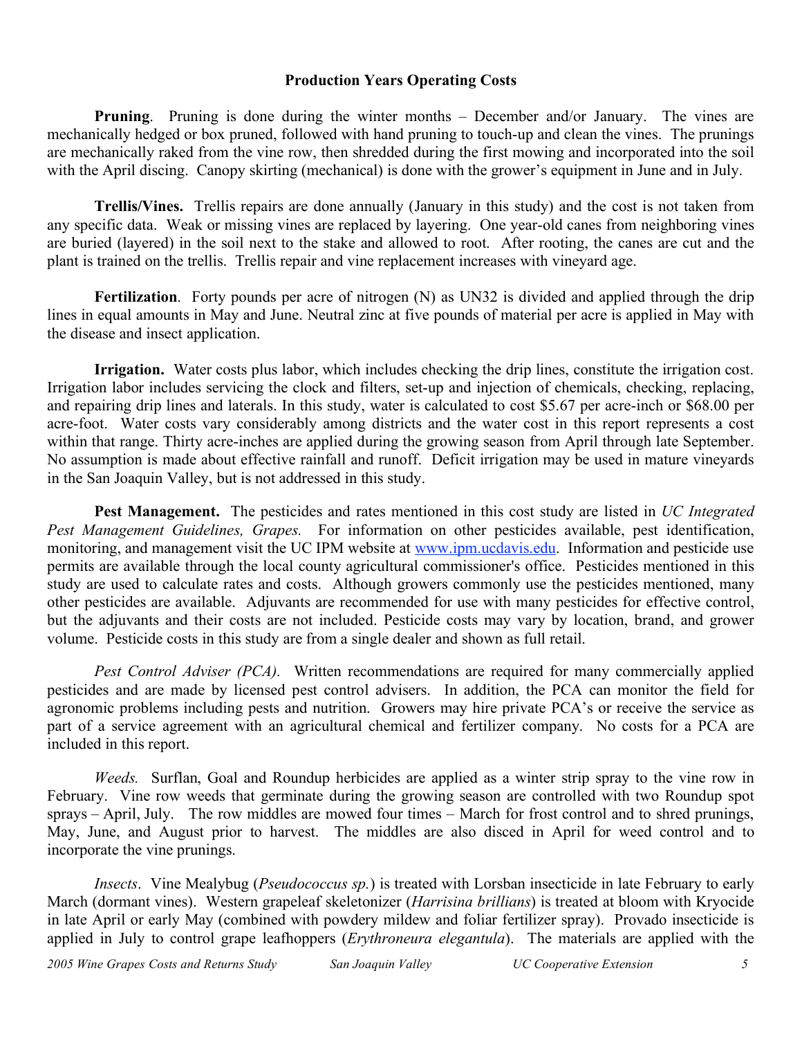## Production Years Operating Costs

**Pruning**. Pruning is done during the winter months – December and/or January. The vines are mechanically hedged or box pruned, followed with hand pruning to touch-up and clean the vines. The prunings are mechanically raked from the vine row, then shredded during the first mowing and incorporated into the soil with the April discing. Canopy skirting (mechanical) is done with the grower's equipment in June and in July.

**Trellis/Vines.** Trellis repairs are done annually (January in this study) and the cost is not taken from any specific data. Weak or missing vines are replaced by layering. One year-old canes from neighboring vines are buried (layered) in the soil next to the stake and allowed to root. After rooting, the canes are cut and the plant is trained on the trellis. Trellis repair and vine replacement increases with vineyard age.

**Fertilization**. Forty pounds per acre of nitrogen (N) as UN32 is divided and applied through the drip lines in equal amounts in May and June. Neutral zinc at five pounds of material per acre is applied in May with the disease and insect application.

**Irrigation.** Water costs plus labor, which includes checking the drip lines, constitute the irrigation cost. Irrigation labor includes servicing the clock and filters, set-up and injection of chemicals, checking, replacing, and repairing drip lines and laterals. In this study, water is calculated to cost $5.67 per acre-inch or $68.00 per acre-foot. Water costs vary considerably among districts and the water cost in this report represents a cost within that range. Thirty acre-inches are applied during the growing season from April through late September. No assumption is made about effective rainfall and runoff. Deficit irrigation may be used in mature vineyards in the San Joaquin Valley, but is not addressed in this study.

**Pest Management.** The pesticides and rates mentioned in this cost study are listed in *UC Integrated Pest Management Guidelines, Grapes.* For information on other pesticides available, pest identification, monitoring, and management visit the UC IPM website at www.ipm.ucdavis.edu. Information and pesticide use permits are available through the local county agricultural commissioner's office. Pesticides mentioned in this study are used to calculate rates and costs. Although growers commonly use the pesticides mentioned, many other pesticides are available. Adjuvants are recommended for use with many pesticides for effective control, but the adjuvants and their costs are not included. Pesticide costs may vary by location, brand, and grower volume. Pesticide costs in this study are from a single dealer and shown as full retail.

*Pest Control Adviser (PCA).* Written recommendations are required for many commercially applied pesticides and are made by licensed pest control advisers. In addition, the PCA can monitor the field for agronomic problems including pests and nutrition. Growers may hire private PCA's or receive the service as part of a service agreement with an agricultural chemical and fertilizer company. No costs for a PCA are included in this report.

*Weeds.* Surflan, Goal and Roundup herbicides are applied as a winter strip spray to the vine row in February. Vine row weeds that germinate during the growing season are controlled with two Roundup spot sprays – April, July. The row middles are mowed four times – March for frost control and to shred prunings, May, June, and August prior to harvest. The middles are also disced in April for weed control and to incorporate the vine prunings.

*Insects*. Vine Mealybug (*Pseudococcus sp.*) is treated with Lorsban insecticide in late February to early March (dormant vines). Western grapeleaf skeletonizer (*Harrisina brillians*) is treated at bloom with Kryocide in late April or early May (combined with powdery mildew and foliar fertilizer spray). Provado insecticide is applied in July to control grape leafhoppers (*Erythroneura elegantula*). The materials are applied with the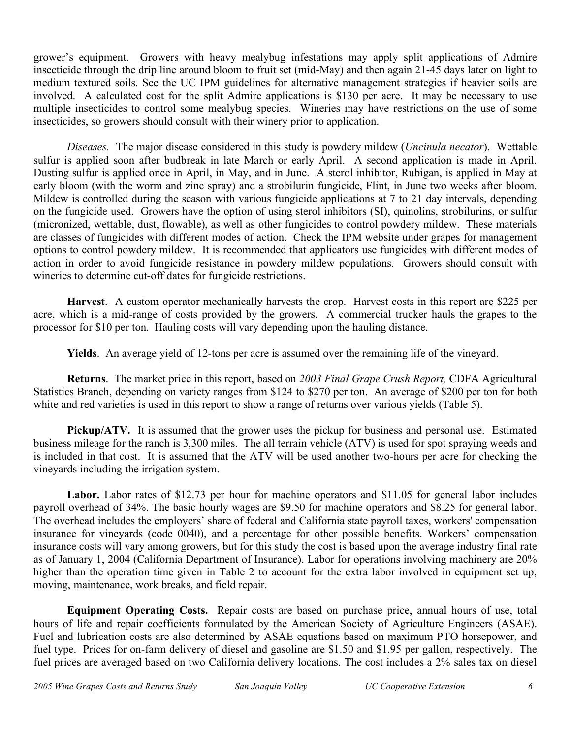grower's equipment. Growers with heavy mealybug infestations may apply split applications of Admire insecticide through the drip line around bloom to fruit set (mid-May) and then again 21-45 days later on light to medium textured soils. See the UC IPM guidelines for alternative management strategies if heavier soils are involved. A calculated cost for the split Admire applications is $130 per acre. It may be necessary to use multiple insecticides to control some mealybug species. Wineries may have restrictions on the use of some insecticides, so growers should consult with their winery prior to application.

*Diseases.* The major disease considered in this study is powdery mildew (*Uncinula necator*). Wettable sulfur is applied soon after budbreak in late March or early April. A second application is made in April. Dusting sulfur is applied once in April, in May, and in June. A sterol inhibitor, Rubigan, is applied in May at early bloom (with the worm and zinc spray) and a strobilurin fungicide, Flint, in June two weeks after bloom. Mildew is controlled during the season with various fungicide applications at 7 to 21 day intervals, depending on the fungicide used. Growers have the option of using sterol inhibitors (SI), quinolins, strobilurins, or sulfur (micronized, wettable, dust, flowable), as well as other fungicides to control powdery mildew. These materials are classes of fungicides with different modes of action. Check the IPM website under grapes for management options to control powdery mildew. It is recommended that applicators use fungicides with different modes of action in order to avoid fungicide resistance in powdery mildew populations. Growers should consult with wineries to determine cut-off dates for fungicide restrictions.

**Harvest**. A custom operator mechanically harvests the crop. Harvest costs in this report are $225 per acre, which is a mid-range of costs provided by the growers. A commercial trucker hauls the grapes to the processor for $10 per ton. Hauling costs will vary depending upon the hauling distance.

**Yields**. An average yield of 12-tons per acre is assumed over the remaining life of the vineyard.

**Returns**. The market price in this report, based on *2003 Final Grape Crush Report,* CDFA Agricultural Statistics Branch, depending on variety ranges from $124 to $270 per ton. An average of $200 per ton for both white and red varieties is used in this report to show a range of returns over various yields (Table 5).

**Pickup/ATV.** It is assumed that the grower uses the pickup for business and personal use. Estimated business mileage for the ranch is 3,300 miles. The all terrain vehicle (ATV) is used for spot spraying weeds and is included in that cost. It is assumed that the ATV will be used another two-hours per acre for checking the vineyards including the irrigation system.

**Labor.** Labor rates of $12.73 per hour for machine operators and $11.05 for general labor includes payroll overhead of 34%. The basic hourly wages are $9.50 for machine operators and $8.25 for general labor. The overhead includes the employers' share of federal and California state payroll taxes, workers' compensation insurance for vineyards (code 0040), and a percentage for other possible benefits. Workers' compensation insurance costs will vary among growers, but for this study the cost is based upon the average industry final rate as of January 1, 2004 (California Department of Insurance). Labor for operations involving machinery are 20% higher than the operation time given in Table 2 to account for the extra labor involved in equipment set up, moving, maintenance, work breaks, and field repair.

**Equipment Operating Costs.** Repair costs are based on purchase price, annual hours of use, total hours of life and repair coefficients formulated by the American Society of Agriculture Engineers (ASAE). Fuel and lubrication costs are also determined by ASAE equations based on maximum PTO horsepower, and fuel type. Prices for on-farm delivery of diesel and gasoline are $1.50 and $1.95 per gallon, respectively. The fuel prices are averaged based on two California delivery locations. The cost includes a 2% sales tax on diesel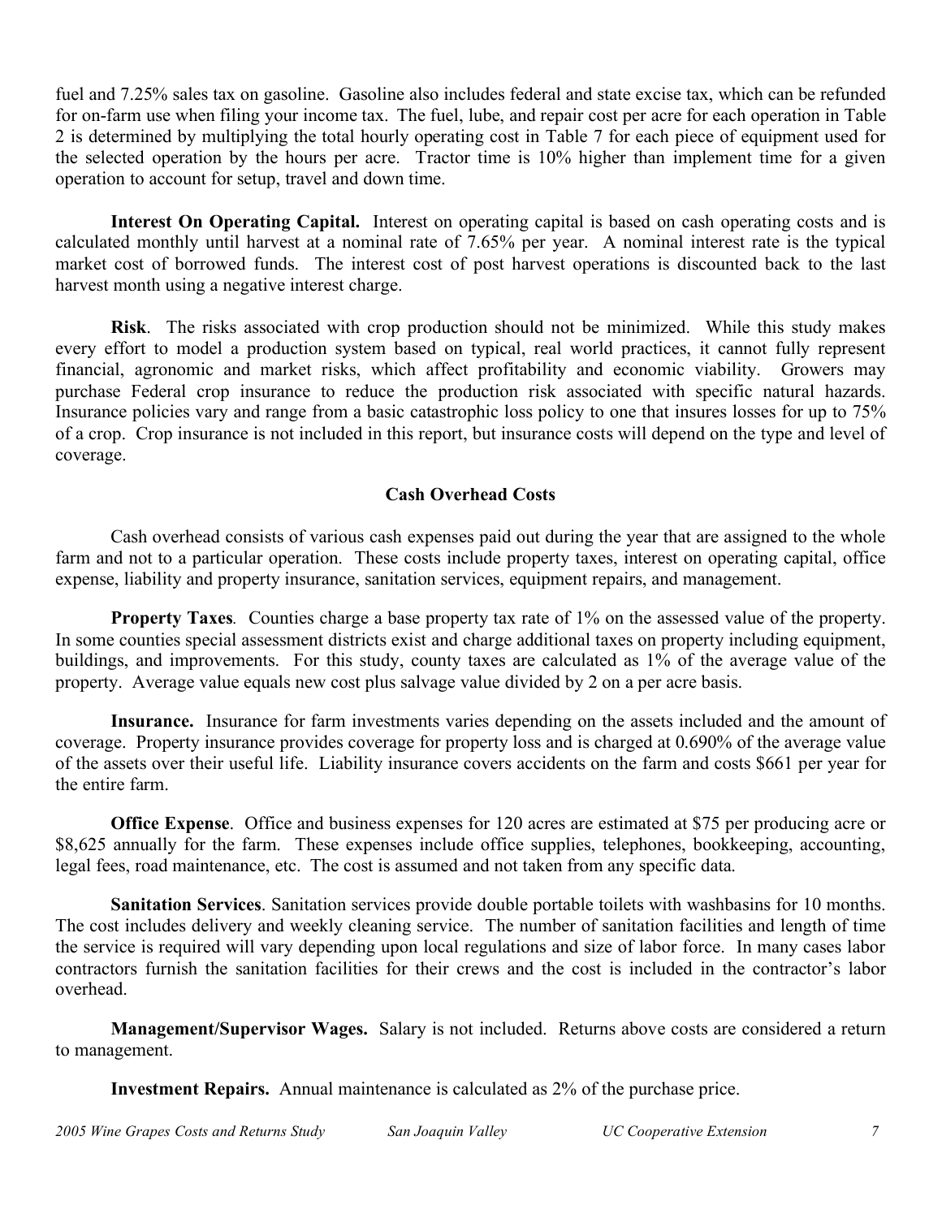fuel and 7.25% sales tax on gasoline. Gasoline also includes federal and state excise tax, which can be refunded for on-farm use when filing your income tax. The fuel, lube, and repair cost per acre for each operation in Table 2 is determined by multiplying the total hourly operating cost in Table 7 for each piece of equipment used for the selected operation by the hours per acre. Tractor time is 10% higher than implement time for a given operation to account for setup, travel and down time.

**Interest On Operating Capital.** Interest on operating capital is based on cash operating costs and is calculated monthly until harvest at a nominal rate of 7.65% per year. A nominal interest rate is the typical market cost of borrowed funds. The interest cost of post harvest operations is discounted back to the last harvest month using a negative interest charge.

**Risk**. The risks associated with crop production should not be minimized. While this study makes every effort to model a production system based on typical, real world practices, it cannot fully represent financial, agronomic and market risks, which affect profitability and economic viability. Growers may purchase Federal crop insurance to reduce the production risk associated with specific natural hazards. Insurance policies vary and range from a basic catastrophic loss policy to one that insures losses for up to 75% of a crop. Crop insurance is not included in this report, but insurance costs will depend on the type and level of coverage.

### Cash Overhead Costs

Cash overhead consists of various cash expenses paid out during the year that are assigned to the whole farm and not to a particular operation. These costs include property taxes, interest on operating capital, office expense, liability and property insurance, sanitation services, equipment repairs, and management.

**Property Taxes**. Counties charge a base property tax rate of 1% on the assessed value of the property. In some counties special assessment districts exist and charge additional taxes on property including equipment, buildings, and improvements. For this study, county taxes are calculated as 1% of the average value of the property. Average value equals new cost plus salvage value divided by 2 on a per acre basis.

**Insurance.** Insurance for farm investments varies depending on the assets included and the amount of coverage. Property insurance provides coverage for property loss and is charged at 0.690% of the average value of the assets over their useful life. Liability insurance covers accidents on the farm and costs $661 per year for the entire farm.

**Office Expense**. Office and business expenses for 120 acres are estimated at $75 per producing acre or $8,625 annually for the farm. These expenses include office supplies, telephones, bookkeeping, accounting, legal fees, road maintenance, etc. The cost is assumed and not taken from any specific data.

**Sanitation Services**. Sanitation services provide double portable toilets with washbasins for 10 months. The cost includes delivery and weekly cleaning service. The number of sanitation facilities and length of time the service is required will vary depending upon local regulations and size of labor force. In many cases labor contractors furnish the sanitation facilities for their crews and the cost is included in the contractor's labor overhead.

**Management/Supervisor Wages.** Salary is not included. Returns above costs are considered a return to management.

**Investment Repairs.** Annual maintenance is calculated as 2% of the purchase price.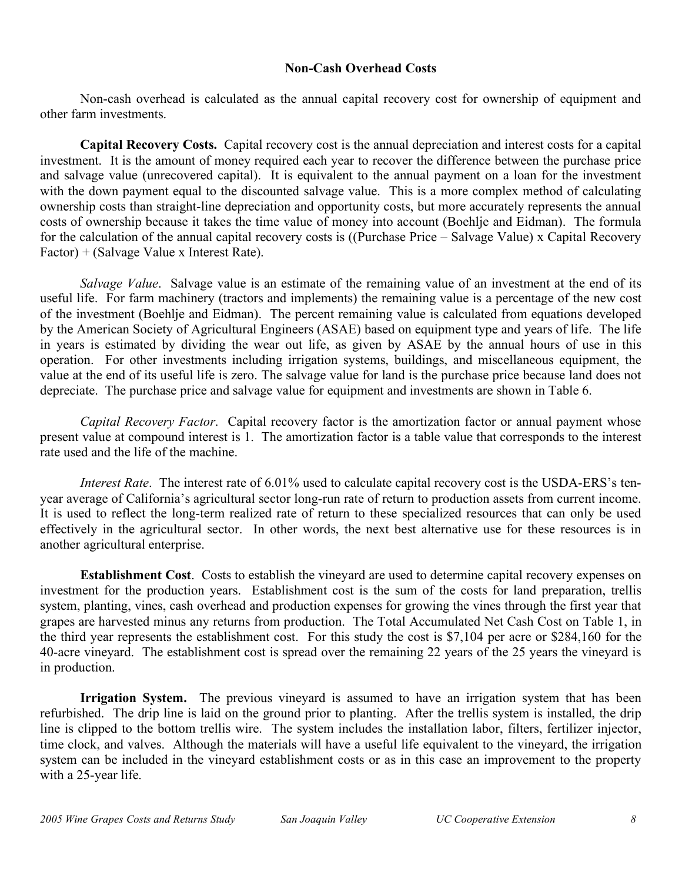## Non-Cash Overhead Costs

Non-cash overhead is calculated as the annual capital recovery cost for ownership of equipment and other farm investments.

**Capital Recovery Costs.** Capital recovery cost is the annual depreciation and interest costs for a capital investment. It is the amount of money required each year to recover the difference between the purchase price and salvage value (unrecovered capital). It is equivalent to the annual payment on a loan for the investment with the down payment equal to the discounted salvage value. This is a more complex method of calculating ownership costs than straight-line depreciation and opportunity costs, but more accurately represents the annual costs of ownership because it takes the time value of money into account (Boehlje and Eidman). The formula for the calculation of the annual capital recovery costs is ((Purchase Price – Salvage Value) x Capital Recovery Factor) + (Salvage Value x Interest Rate).

*Salvage Value*. Salvage value is an estimate of the remaining value of an investment at the end of its useful life. For farm machinery (tractors and implements) the remaining value is a percentage of the new cost of the investment (Boehlje and Eidman). The percent remaining value is calculated from equations developed by the American Society of Agricultural Engineers (ASAE) based on equipment type and years of life. The life in years is estimated by dividing the wear out life, as given by ASAE by the annual hours of use in this operation. For other investments including irrigation systems, buildings, and miscellaneous equipment, the value at the end of its useful life is zero. The salvage value for land is the purchase price because land does not depreciate. The purchase price and salvage value for equipment and investments are shown in Table 6.

*Capital Recovery Factor*. Capital recovery factor is the amortization factor or annual payment whose present value at compound interest is 1. The amortization factor is a table value that corresponds to the interest rate used and the life of the machine.

*Interest Rate*. The interest rate of 6.01% used to calculate capital recovery cost is the USDA-ERS's ten-year average of California's agricultural sector long-run rate of return to production assets from current income. It is used to reflect the long-term realized rate of return to these specialized resources that can only be used effectively in the agricultural sector. In other words, the next best alternative use for these resources is in another agricultural enterprise.

**Establishment Cost**. Costs to establish the vineyard are used to determine capital recovery expenses on investment for the production years. Establishment cost is the sum of the costs for land preparation, trellis system, planting, vines, cash overhead and production expenses for growing the vines through the first year that grapes are harvested minus any returns from production. The Total Accumulated Net Cash Cost on Table 1, in the third year represents the establishment cost. For this study the cost is $7,104 per acre or $284,160 for the 40-acre vineyard. The establishment cost is spread over the remaining 22 years of the 25 years the vineyard is in production.

**Irrigation System.** The previous vineyard is assumed to have an irrigation system that has been refurbished. The drip line is laid on the ground prior to planting. After the trellis system is installed, the drip line is clipped to the bottom trellis wire. The system includes the installation labor, filters, fertilizer injector, time clock, and valves. Although the materials will have a useful life equivalent to the vineyard, the irrigation system can be included in the vineyard establishment costs or as in this case an improvement to the property with a 25-year life.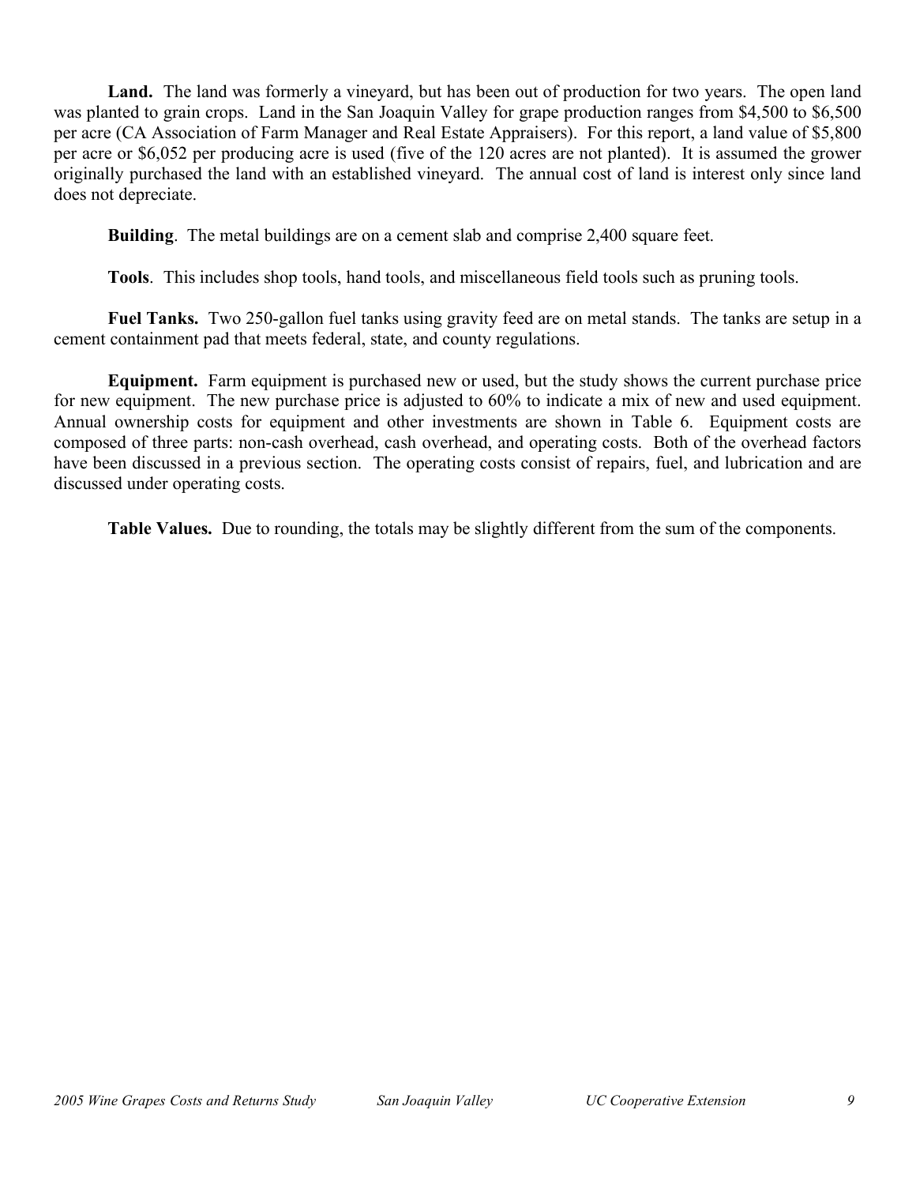**Land.** The land was formerly a vineyard, but has been out of production for two years. The open land was planted to grain crops. Land in the San Joaquin Valley for grape production ranges from $4,500 to $6,500 per acre (CA Association of Farm Manager and Real Estate Appraisers). For this report, a land value of $5,800 per acre or $6,052 per producing acre is used (five of the 120 acres are not planted). It is assumed the grower originally purchased the land with an established vineyard. The annual cost of land is interest only since land does not depreciate.

**Building**. The metal buildings are on a cement slab and comprise 2,400 square feet.

**Tools**. This includes shop tools, hand tools, and miscellaneous field tools such as pruning tools.

**Fuel Tanks.** Two 250-gallon fuel tanks using gravity feed are on metal stands. The tanks are setup in a cement containment pad that meets federal, state, and county regulations.

**Equipment.** Farm equipment is purchased new or used, but the study shows the current purchase price for new equipment. The new purchase price is adjusted to 60% to indicate a mix of new and used equipment. Annual ownership costs for equipment and other investments are shown in Table 6. Equipment costs are composed of three parts: non-cash overhead, cash overhead, and operating costs. Both of the overhead factors have been discussed in a previous section. The operating costs consist of repairs, fuel, and lubrication and are discussed under operating costs.

**Table Values.** Due to rounding, the totals may be slightly different from the sum of the components.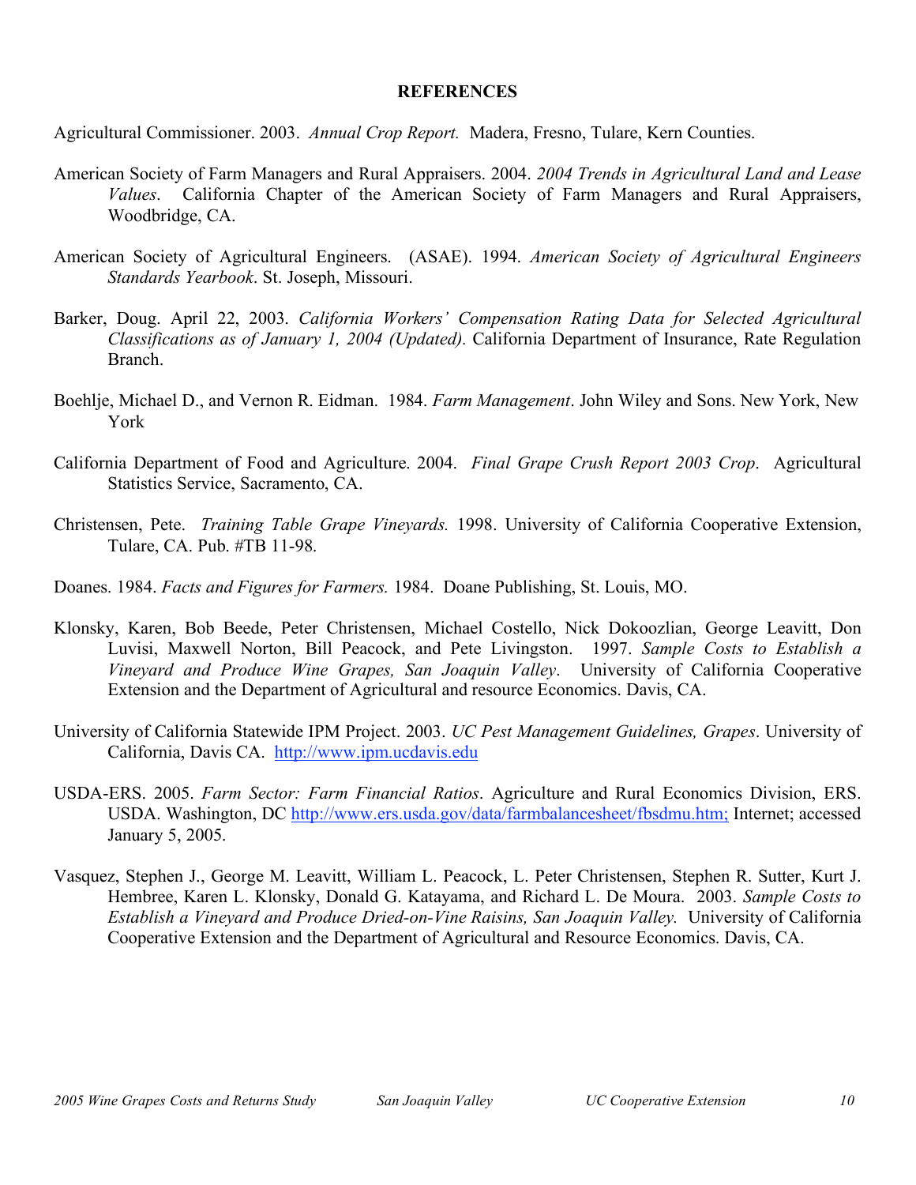## REFERENCES

Agricultural Commissioner. 2003. *Annual Crop Report.* Madera, Fresno, Tulare, Kern Counties.

American Society of Farm Managers and Rural Appraisers. 2004. *2004 Trends in Agricultural Land and Lease Values*. California Chapter of the American Society of Farm Managers and Rural Appraisers, Woodbridge, CA.

American Society of Agricultural Engineers. (ASAE). 1994. *American Society of Agricultural Engineers Standards Yearbook*. St. Joseph, Missouri.

Barker, Doug. April 22, 2003. *California Workers' Compensation Rating Data for Selected Agricultural Classifications as of January 1, 2004 (Updated).* California Department of Insurance, Rate Regulation Branch.

Boehlje, Michael D., and Vernon R. Eidman. 1984. *Farm Management*. John Wiley and Sons. New York, New York

California Department of Food and Agriculture. 2004. *Final Grape Crush Report 2003 Crop*. Agricultural Statistics Service, Sacramento, CA.

Christensen, Pete. *Training Table Grape Vineyards.* 1998. University of California Cooperative Extension, Tulare, CA. Pub. #TB 11-98.

Doanes. 1984. *Facts and Figures for Farmers.* 1984. Doane Publishing, St. Louis, MO.

Klonsky, Karen, Bob Beede, Peter Christensen, Michael Costello, Nick Dokoozlian, George Leavitt, Don Luvisi, Maxwell Norton, Bill Peacock, and Pete Livingston. 1997. *Sample Costs to Establish a Vineyard and Produce Wine Grapes, San Joaquin Valley*. University of California Cooperative Extension and the Department of Agricultural and resource Economics. Davis, CA.

University of California Statewide IPM Project. 2003. *UC Pest Management Guidelines, Grapes*. University of California, Davis CA. http://www.ipm.ucdavis.edu

USDA-ERS. 2005. *Farm Sector: Farm Financial Ratios*. Agriculture and Rural Economics Division, ERS. USDA. Washington, DC http://www.ers.usda.gov/data/farmbalancesheet/fbsdmu.htm; Internet; accessed January 5, 2005.

Vasquez, Stephen J., George M. Leavitt, William L. Peacock, L. Peter Christensen, Stephen R. Sutter, Kurt J. Hembree, Karen L. Klonsky, Donald G. Katayama, and Richard L. De Moura. 2003. *Sample Costs to Establish a Vineyard and Produce Dried-on-Vine Raisins, San Joaquin Valley.* University of California Cooperative Extension and the Department of Agricultural and Resource Economics. Davis, CA.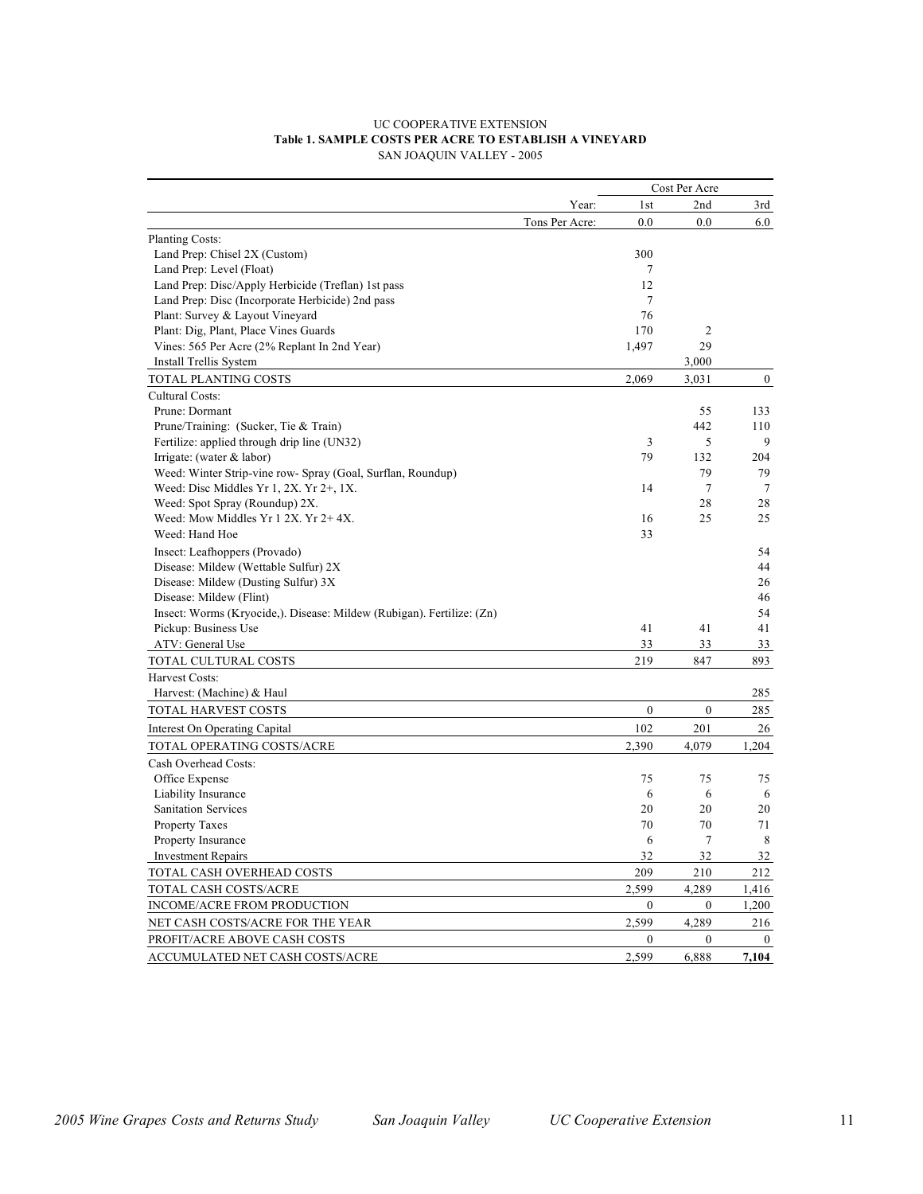UC COOPERATIVE EXTENSION

**Table 1. SAMPLE COSTS PER ACRE TO ESTABLISH A VINEYARD**

SAN JOAQUIN VALLEY - 2005

| | Cost Per Acre | | |
|---|---|---|---|
| Year: | 1st | 2nd | 3rd |
| Tons Per Acre: | 0.0 | 0.0 | 6.0 |
| Planting Costs: | | | |
| Land Prep: Chisel 2X (Custom) | 300 | | |
| Land Prep: Level (Float) | 7 | | |
| Land Prep: Disc/Apply Herbicide (Treflan) 1st pass | 12 | | |
| Land Prep: Disc (Incorporate Herbicide) 2nd pass | 7 | | |
| Plant: Survey & Layout Vineyard | 76 | | |
| Plant: Dig, Plant, Place Vines Guards | 170 | 2 | |
| Vines: 565 Per Acre (2% Replant In 2nd Year) | 1,497 | 29 | |
| Install Trellis System | | 3,000 | |
| TOTAL PLANTING COSTS | 2,069 | 3,031 | 0 |
| Cultural Costs: | | | |
| Prune: Dormant | | 55 | 133 |
| Prune/Training: (Sucker, Tie & Train) | | 442 | 110 |
| Fertilize: applied through drip line (UN32) | 3 | 5 | 9 |
| Irrigate: (water & labor) | 79 | 132 | 204 |
| Weed: Winter Strip-vine row- Spray (Goal, Surflan, Roundup) | | 79 | 79 |
| Weed: Disc Middles Yr 1, 2X. Yr 2+, 1X. | 14 | 7 | 7 |
| Weed: Spot Spray (Roundup) 2X. | | 28 | 28 |
| Weed: Mow Middles Yr 1 2X. Yr 2+ 4X. | 16 | 25 | 25 |
| Weed: Hand Hoe | 33 | | |
| Insect: Leafhoppers (Provado) | | | 54 |
| Disease: Mildew (Wettable Sulfur) 2X | | | 44 |
| Disease: Mildew (Dusting Sulfur) 3X | | | 26 |
| Disease: Mildew (Flint) | | | 46 |
| Insect: Worms (Kryocide,). Disease: Mildew (Rubigan). Fertilize: (Zn) | | | 54 |
| Pickup: Business Use | 41 | 41 | 41 |
| ATV: General Use | 33 | 33 | 33 |
| TOTAL CULTURAL COSTS | 219 | 847 | 893 |
| Harvest Costs: | | | |
| Harvest: (Machine) & Haul | | | 285 |
| TOTAL HARVEST COSTS | 0 | 0 | 285 |
| Interest On Operating Capital | 102 | 201 | 26 |
| TOTAL OPERATING COSTS/ACRE | 2,390 | 4,079 | 1,204 |
| Cash Overhead Costs: | | | |
| Office Expense | 75 | 75 | 75 |
| Liability Insurance | 6 | 6 | 6 |
| Sanitation Services | 20 | 20 | 20 |
| Property Taxes | 70 | 70 | 71 |
| Property Insurance | 6 | 7 | 8 |
| Investment Repairs | 32 | 32 | 32 |
| TOTAL CASH OVERHEAD COSTS | 209 | 210 | 212 |
| TOTAL CASH COSTS/ACRE | 2,599 | 4,289 | 1,416 |
| INCOME/ACRE FROM PRODUCTION | 0 | 0 | 1,200 |
| NET CASH COSTS/ACRE FOR THE YEAR | 2,599 | 4,289 | 216 |
| PROFIT/ACRE ABOVE CASH COSTS | 0 | 0 | 0 |
| ACCUMULATED NET CASH COSTS/ACRE | 2,599 | 6,888 | **7,104** |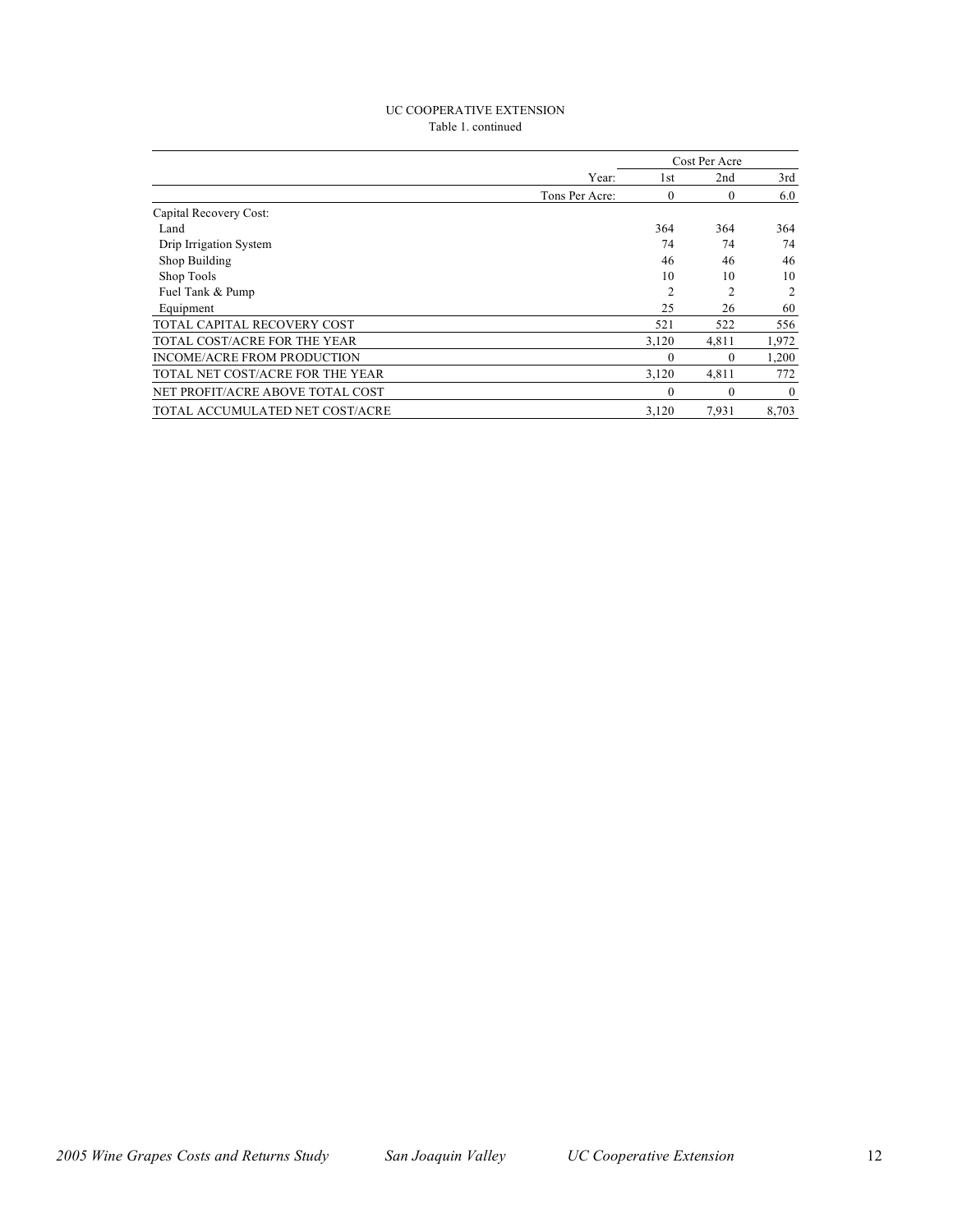UC COOPERATIVE EXTENSION

Table 1. continued

| | Cost Per Acre | | |
|---|---|---|---|
| Year: | 1st | 2nd | 3rd |
| Tons Per Acre: | 0 | 0 | 6.0 |
| Capital Recovery Cost: | | | |
| Land | 364 | 364 | 364 |
| Drip Irrigation System | 74 | 74 | 74 |
| Shop Building | 46 | 46 | 46 |
| Shop Tools | 10 | 10 | 10 |
| Fuel Tank & Pump | 2 | 2 | 2 |
| Equipment | 25 | 26 | 60 |
| TOTAL CAPITAL RECOVERY COST | 521 | 522 | 556 |
| TOTAL COST/ACRE FOR THE YEAR | 3,120 | 4,811 | 1,972 |
| INCOME/ACRE FROM PRODUCTION | 0 | 0 | 1,200 |
| TOTAL NET COST/ACRE FOR THE YEAR | 3,120 | 4,811 | 772 |
| NET PROFIT/ACRE ABOVE TOTAL COST | 0 | 0 | 0 |
| TOTAL ACCUMULATED NET COST/ACRE | 3,120 | 7,931 | 8,703 |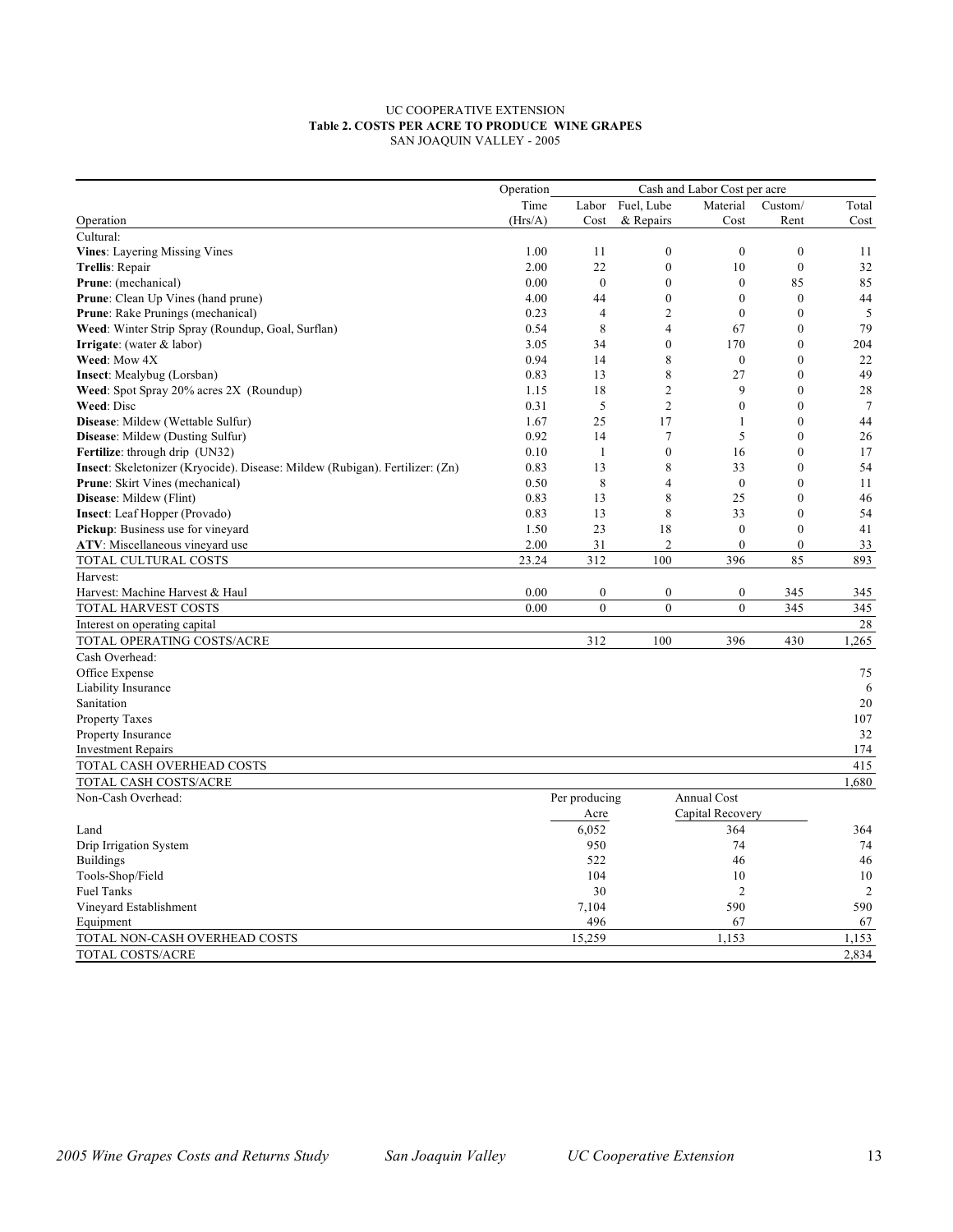UC COOPERATIVE EXTENSION

**Table 2. COSTS PER ACRE TO PRODUCE WINE GRAPES**

SAN JOAQUIN VALLEY - 2005

| | Operation | Cash and Labor Cost per acre | | | | |
|---|---|---|---|---|---|---|
| Operation | Time (Hrs/A) | Labor Cost | Fuel, Lube & Repairs | Material Cost | Custom/ Rent | Total Cost |
| Cultural: | | | | | | |
| **Vines**: Layering Missing Vines | 1.00 | 11 | 0 | 0 | 0 | 11 |
| **Trellis**: Repair | 2.00 | 22 | 0 | 10 | 0 | 32 |
| **Prune**: (mechanical) | 0.00 | 0 | 0 | 0 | 85 | 85 |
| **Prune**: Clean Up Vines (hand prune) | 4.00 | 44 | 0 | 0 | 0 | 44 |
| **Prune**: Rake Prunings (mechanical) | 0.23 | 4 | 2 | 0 | 0 | 5 |
| **Weed**: Winter Strip Spray (Roundup, Goal, Surflan) | 0.54 | 8 | 4 | 67 | 0 | 79 |
| **Irrigate**: (water & labor) | 3.05 | 34 | 0 | 170 | 0 | 204 |
| **Weed**: Mow 4X | 0.94 | 14 | 8 | 0 | 0 | 22 |
| **Insect**: Mealybug (Lorsban) | 0.83 | 13 | 8 | 27 | 0 | 49 |
| **Weed**: Spot Spray 20% acres 2X (Roundup) | 1.15 | 18 | 2 | 9 | 0 | 28 |
| **Weed**: Disc | 0.31 | 5 | 2 | 0 | 0 | 7 |
| **Disease**: Mildew (Wettable Sulfur) | 1.67 | 25 | 17 | 1 | 0 | 44 |
| **Disease**: Mildew (Dusting Sulfur) | 0.92 | 14 | 7 | 5 | 0 | 26 |
| **Fertilize**: through drip (UN32) | 0.10 | 1 | 0 | 16 | 0 | 17 |
| **Insect**: Skeletonizer (Kryocide). Disease: Mildew (Rubigan). Fertilizer: (Zn) | 0.83 | 13 | 8 | 33 | 0 | 54 |
| **Prune**: Skirt Vines (mechanical) | 0.50 | 8 | 4 | 0 | 0 | 11 |
| **Disease**: Mildew (Flint) | 0.83 | 13 | 8 | 25 | 0 | 46 |
| **Insect**: Leaf Hopper (Provado) | 0.83 | 13 | 8 | 33 | 0 | 54 |
| **Pickup**: Business use for vineyard | 1.50 | 23 | 18 | 0 | 0 | 41 |
| **ATV**: Miscellaneous vineyard use | 2.00 | 31 | 2 | 0 | 0 | 33 |
| TOTAL CULTURAL COSTS | 23.24 | 312 | 100 | 396 | 85 | 893 |
| Harvest: | | | | | | |
| Harvest: Machine Harvest & Haul | 0.00 | 0 | 0 | 0 | 345 | 345 |
| TOTAL HARVEST COSTS | 0.00 | 0 | 0 | 0 | 345 | 345 |
| Interest on operating capital | | | | | | 28 |
| TOTAL OPERATING COSTS/ACRE | | 312 | 100 | 396 | 430 | 1,265 |
| Cash Overhead: | | | | | | |
| Office Expense | | | | | | 75 |
| Liability Insurance | | | | | | 6 |
| Sanitation | | | | | | 20 |
| Property Taxes | | | | | | 107 |
| Property Insurance | | | | | | 32 |
| Investment Repairs | | | | | | 174 |
| TOTAL CASH OVERHEAD COSTS | | | | | | 415 |
| TOTAL CASH COSTS/ACRE | | | | | | 1,680 |
| Non-Cash Overhead: | | Per producing Acre | | Annual Cost Capital Recovery | | |
| Land | | 6,052 | | 364 | | 364 |
| Drip Irrigation System | | 950 | | 74 | | 74 |
| Buildings | | 522 | | 46 | | 46 |
| Tools-Shop/Field | | 104 | | 10 | | 10 |
| Fuel Tanks | | 30 | | 2 | | 2 |
| Vineyard Establishment | | 7,104 | | 590 | | 590 |
| Equipment | | 496 | | 67 | | 67 |
| TOTAL NON-CASH OVERHEAD COSTS | | 15,259 | | 1,153 | | 1,153 |
| TOTAL COSTS/ACRE | | | | | | 2,834 |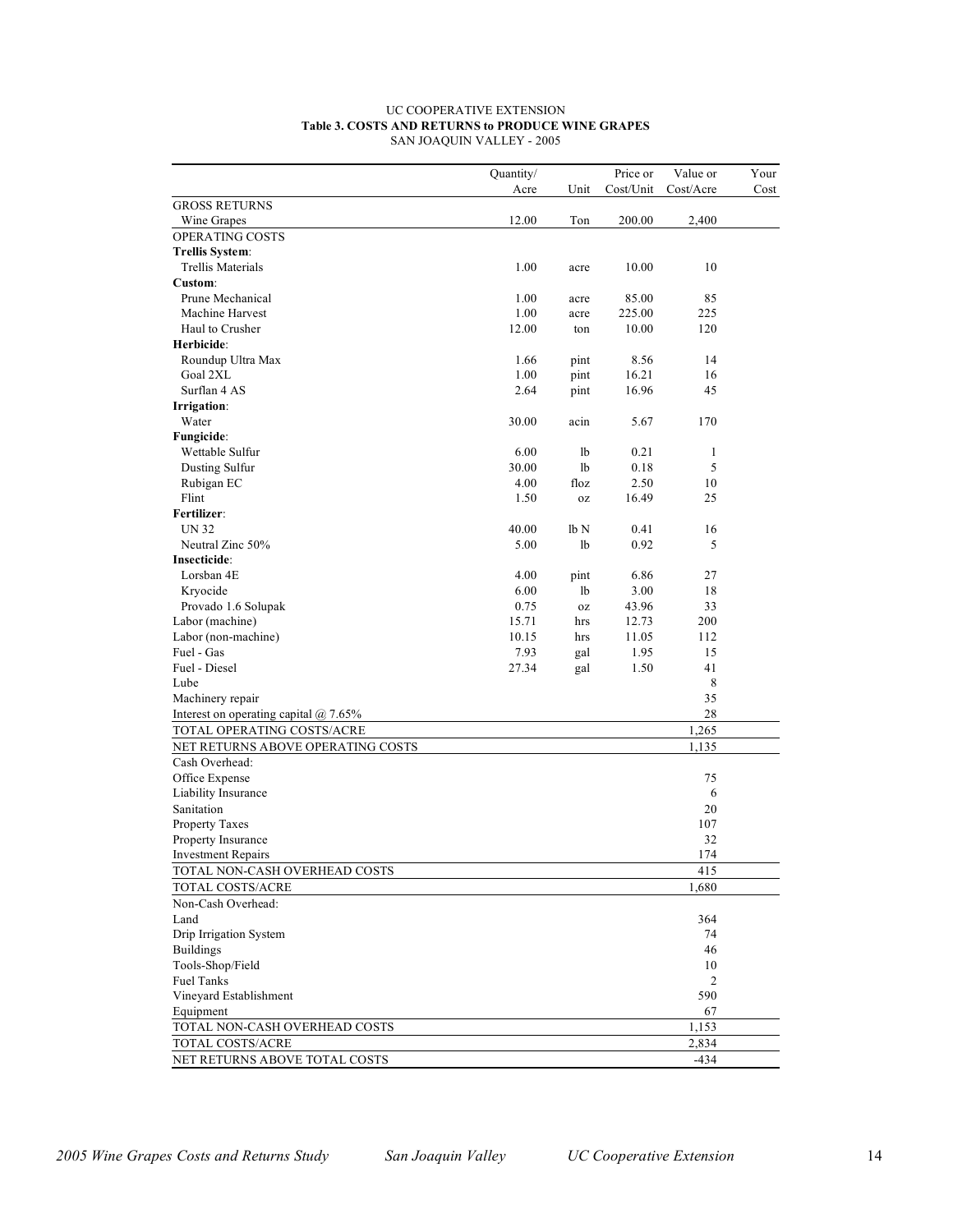UC COOPERATIVE EXTENSION

**Table 3. COSTS AND RETURNS to PRODUCE WINE GRAPES**

SAN JOAQUIN VALLEY - 2005

| | Quantity/ Acre | Unit | Price or Cost/Unit | Value or Cost/Acre | Your Cost |
|---|---|---|---|---|---|
| GROSS RETURNS | | | | | |
| Wine Grapes | 12.00 | Ton | 200.00 | 2,400 | |
| OPERATING COSTS | | | | | |
| **Trellis System**: | | | | | |
| Trellis Materials | 1.00 | acre | 10.00 | 10 | |
| **Custom**: | | | | | |
| Prune Mechanical | 1.00 | acre | 85.00 | 85 | |
| Machine Harvest | 1.00 | acre | 225.00 | 225 | |
| Haul to Crusher | 12.00 | ton | 10.00 | 120 | |
| **Herbicide**: | | | | | |
| Roundup Ultra Max | 1.66 | pint | 8.56 | 14 | |
| Goal 2XL | 1.00 | pint | 16.21 | 16 | |
| Surflan 4 AS | 2.64 | pint | 16.96 | 45 | |
| **Irrigation**: | | | | | |
| Water | 30.00 | acin | 5.67 | 170 | |
| **Fungicide**: | | | | | |
| Wettable Sulfur | 6.00 | lb | 0.21 | 1 | |
| Dusting Sulfur | 30.00 | lb | 0.18 | 5 | |
| Rubigan EC | 4.00 | floz | 2.50 | 10 | |
| Flint | 1.50 | oz | 16.49 | 25 | |
| **Fertilizer**: | | | | | |
| UN 32 | 40.00 | lb N | 0.41 | 16 | |
| Neutral Zinc 50% | 5.00 | lb | 0.92 | 5 | |
| **Insecticide**: | | | | | |
| Lorsban 4E | 4.00 | pint | 6.86 | 27 | |
| Kryocide | 6.00 | lb | 3.00 | 18 | |
| Provado 1.6 Solupak | 0.75 | oz | 43.96 | 33 | |
| Labor (machine) | 15.71 | hrs | 12.73 | 200 | |
| Labor (non-machine) | 10.15 | hrs | 11.05 | 112 | |
| Fuel - Gas | 7.93 | gal | 1.95 | 15 | |
| Fuel - Diesel | 27.34 | gal | 1.50 | 41 | |
| Lube | | | | 8 | |
| Machinery repair | | | | 35 | |
| Interest on operating capital @ 7.65% | | | | 28 | |
| TOTAL OPERATING COSTS/ACRE | | | | 1,265 | |
| NET RETURNS ABOVE OPERATING COSTS | | | | 1,135 | |
| Cash Overhead: | | | | | |
| Office Expense | | | | 75 | |
| Liability Insurance | | | | 6 | |
| Sanitation | | | | 20 | |
| Property Taxes | | | | 107 | |
| Property Insurance | | | | 32 | |
| Investment Repairs | | | | 174 | |
| TOTAL NON-CASH OVERHEAD COSTS | | | | 415 | |
| TOTAL COSTS/ACRE | | | | 1,680 | |
| Non-Cash Overhead: | | | | | |
| Land | | | | 364 | |
| Drip Irrigation System | | | | 74 | |
| Buildings | | | | 46 | |
| Tools-Shop/Field | | | | 10 | |
| Fuel Tanks | | | | 2 | |
| Vineyard Establishment | | | | 590 | |
| Equipment | | | | 67 | |
| TOTAL NON-CASH OVERHEAD COSTS | | | | 1,153 | |
| TOTAL COSTS/ACRE | | | | 2,834 | |
| NET RETURNS ABOVE TOTAL COSTS | | | | -434 | |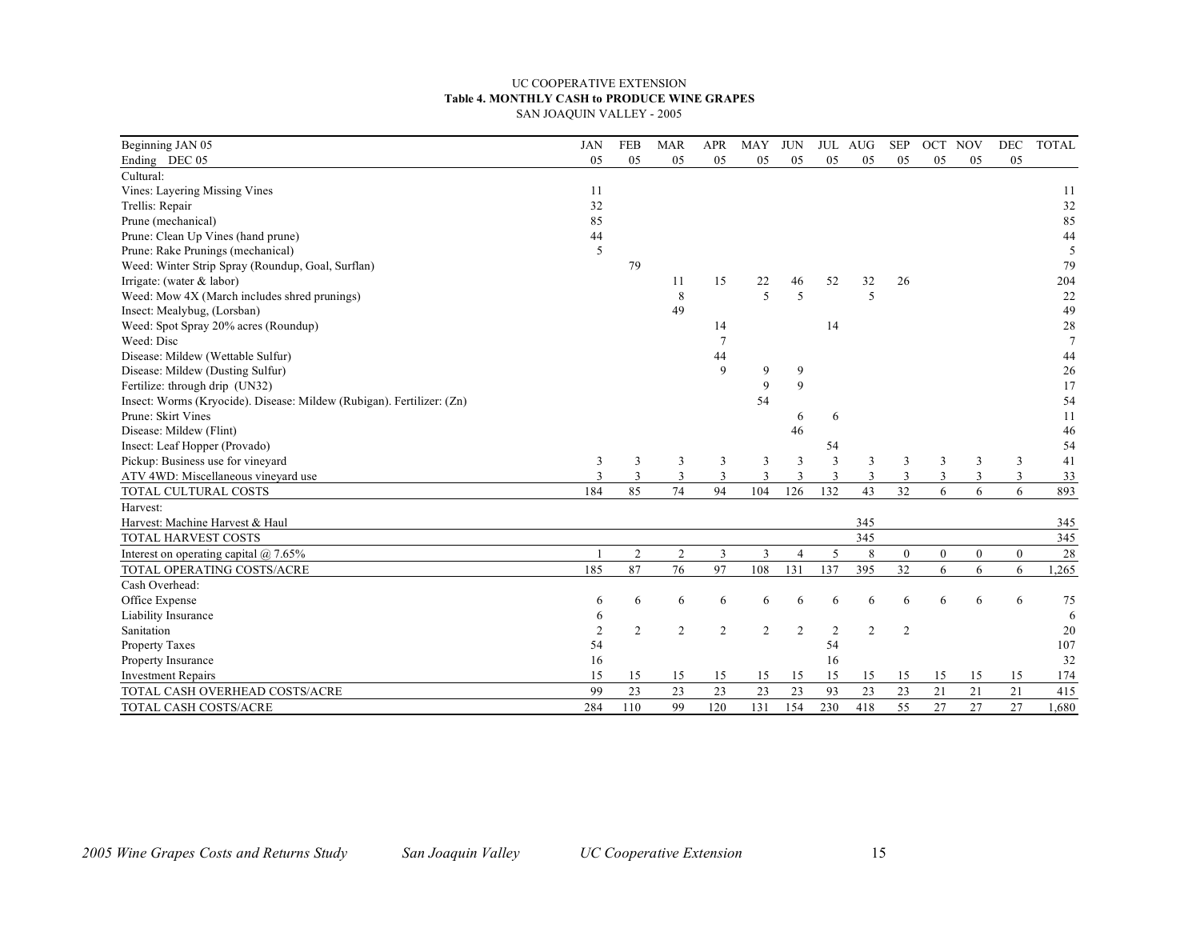UC COOPERATIVE EXTENSION

**Table 4. MONTHLY CASH to PRODUCE WINE GRAPES**

SAN JOAQUIN VALLEY - 2005

| Beginning JAN 05 | JAN | FEB | MAR | APR | MAY | JUN | JUL | AUG | SEP | OCT | NOV | DEC | TOTAL |
|---|---|---|---|---|---|---|---|---|---|---|---|---|---|
| Ending DEC 05 | 05 | 05 | 05 | 05 | 05 | 05 | 05 | 05 | 05 | 05 | 05 | 05 | |
| Cultural: | | | | | | | | | | | | | |
| Vines: Layering Missing Vines | 11 | | | | | | | | | | | | 11 |
| Trellis: Repair | 32 | | | | | | | | | | | | 32 |
| Prune (mechanical) | 85 | | | | | | | | | | | | 85 |
| Prune: Clean Up Vines (hand prune) | 44 | | | | | | | | | | | | 44 |
| Prune: Rake Prunings (mechanical) | 5 | | | | | | | | | | | | 5 |
| Weed: Winter Strip Spray (Roundup, Goal, Surflan) | | 79 | | | | | | | | | | | 79 |
| Irrigate: (water & labor) | | | 11 | 15 | 22 | 46 | 52 | 32 | 26 | | | | 204 |
| Weed: Mow 4X (March includes shred prunings) | | | 8 | | 5 | 5 | | 5 | | | | | 22 |
| Insect: Mealybug, (Lorsban) | | | 49 | | | | | | | | | | 49 |
| Weed: Spot Spray 20% acres (Roundup) | | | | 14 | | | 14 | | | | | | 28 |
| Weed: Disc | | | | 7 | | | | | | | | | 7 |
| Disease: Mildew (Wettable Sulfur) | | | | 44 | | | | | | | | | 44 |
| Disease: Mildew (Dusting Sulfur) | | | | 9 | 9 | 9 | | | | | | | 26 |
| Fertilize: through drip (UN32) | | | | | 9 | 9 | | | | | | | 17 |
| Insect: Worms (Kryocide). Disease: Mildew (Rubigan). Fertilizer: (Zn) | | | | | 54 | | | | | | | | 54 |
| Prune: Skirt Vines | | | | | | 6 | 6 | | | | | | 11 |
| Disease: Mildew (Flint) | | | | | | 46 | | | | | | | 46 |
| Insect: Leaf Hopper (Provado) | | | | | | | 54 | | | | | | 54 |
| Pickup: Business use for vineyard | 3 | 3 | 3 | 3 | 3 | 3 | 3 | 3 | 3 | 3 | 3 | 3 | 41 |
| ATV 4WD: Miscellaneous vineyard use | 3 | 3 | 3 | 3 | 3 | 3 | 3 | 3 | 3 | 3 | 3 | 3 | 33 |
| TOTAL CULTURAL COSTS | 184 | 85 | 74 | 94 | 104 | 126 | 132 | 43 | 32 | 6 | 6 | 6 | 893 |
| Harvest: | | | | | | | | | | | | | |
| Harvest: Machine Harvest & Haul | | | | | | | | 345 | | | | | 345 |
| TOTAL HARVEST COSTS | | | | | | | | 345 | | | | | 345 |
| Interest on operating capital @ 7.65% | 1 | 2 | 2 | 3 | 3 | 4 | 5 | 8 | 0 | 0 | 0 | 0 | 28 |
| TOTAL OPERATING COSTS/ACRE | 185 | 87 | 76 | 97 | 108 | 131 | 137 | 395 | 32 | 6 | 6 | 6 | 1,265 |
| Cash Overhead: | | | | | | | | | | | | | |
| Office Expense | 6 | 6 | 6 | 6 | 6 | 6 | 6 | 6 | 6 | 6 | 6 | 6 | 75 |
| Liability Insurance | 6 | | | | | | | | | | | | 6 |
| Sanitation | 2 | 2 | 2 | 2 | 2 | 2 | 2 | 2 | 2 | | | | 20 |
| Property Taxes | 54 | | | | | | 54 | | | | | | 107 |
| Property Insurance | 16 | | | | | | 16 | | | | | | 32 |
| Investment Repairs | 15 | 15 | 15 | 15 | 15 | 15 | 15 | 15 | 15 | 15 | 15 | 15 | 174 |
| TOTAL CASH OVERHEAD COSTS/ACRE | 99 | 23 | 23 | 23 | 23 | 23 | 93 | 23 | 23 | 21 | 21 | 21 | 415 |
| TOTAL CASH COSTS/ACRE | 284 | 110 | 99 | 120 | 131 | 154 | 230 | 418 | 55 | 27 | 27 | 27 | 1,680 |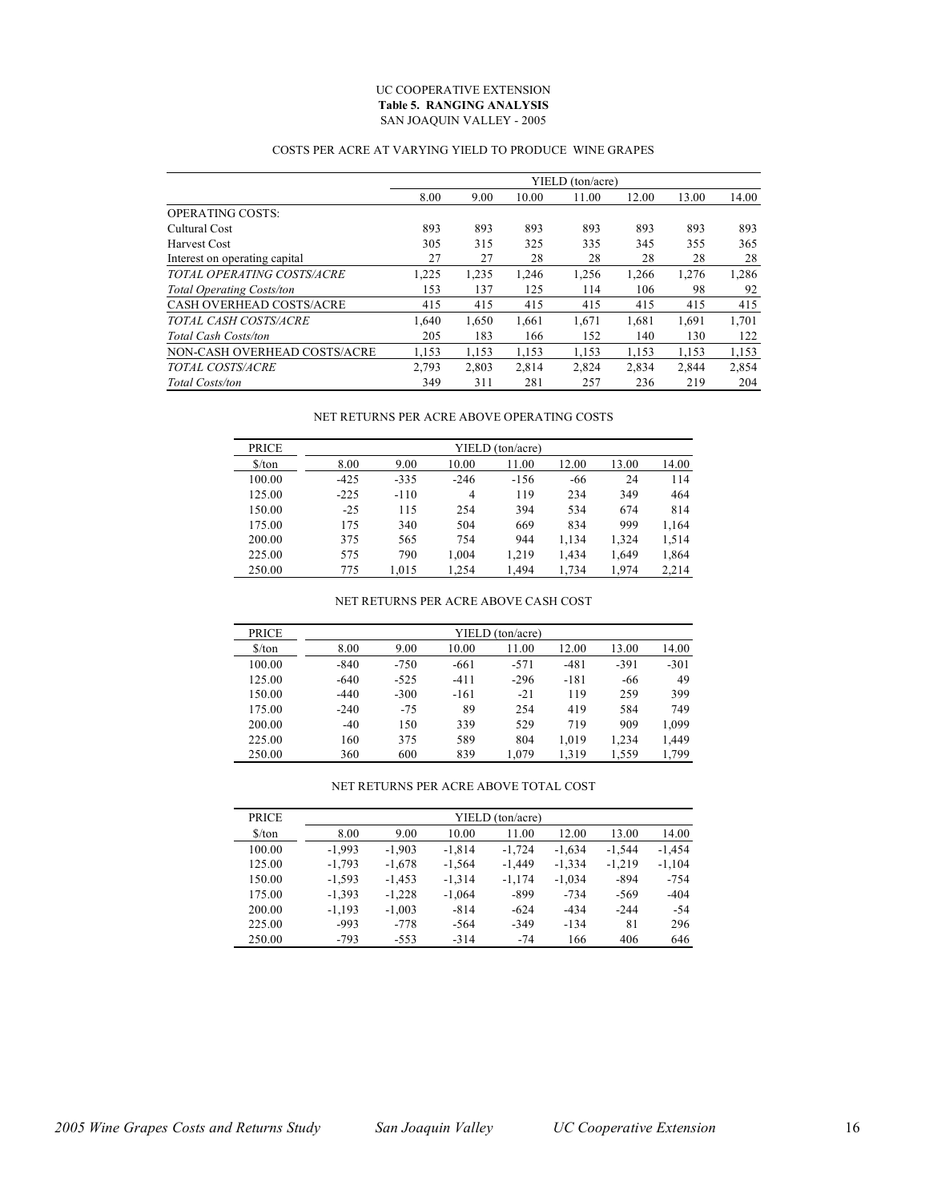UC COOPERATIVE EXTENSION

**Table 5. RANGING ANALYSIS**

SAN JOAQUIN VALLEY - 2005

COSTS PER ACRE AT VARYING YIELD TO PRODUCE WINE GRAPES

| | YIELD (ton/acre) | | | | | | |
|---|---|---|---|---|---|---|---|
| | 8.00 | 9.00 | 10.00 | 11.00 | 12.00 | 13.00 | 14.00 |
| OPERATING COSTS: | | | | | | | |
| Cultural Cost | 893 | 893 | 893 | 893 | 893 | 893 | 893 |
| Harvest Cost | 305 | 315 | 325 | 335 | 345 | 355 | 365 |
| Interest on operating capital | 27 | 27 | 28 | 28 | 28 | 28 | 28 |
| *TOTAL OPERATING COSTS/ACRE* | 1,225 | 1,235 | 1,246 | 1,256 | 1,266 | 1,276 | 1,286 |
| *Total Operating Costs/ton* | 153 | 137 | 125 | 114 | 106 | 98 | 92 |
| CASH OVERHEAD COSTS/ACRE | 415 | 415 | 415 | 415 | 415 | 415 | 415 |
| *TOTAL CASH COSTS/ACRE* | 1,640 | 1,650 | 1,661 | 1,671 | 1,681 | 1,691 | 1,701 |
| *Total Cash Costs/ton* | 205 | 183 | 166 | 152 | 140 | 130 | 122 |
| NON-CASH OVERHEAD COSTS/ACRE | 1,153 | 1,153 | 1,153 | 1,153 | 1,153 | 1,153 | 1,153 |
| *TOTAL COSTS/ACRE* | 2,793 | 2,803 | 2,814 | 2,824 | 2,834 | 2,844 | 2,854 |
| *Total Costs/ton* | 349 | 311 | 281 | 257 | 236 | 219 | 204 |

NET RETURNS PER ACRE ABOVE OPERATING COSTS

| PRICE | YIELD (ton/acre) | | | | | | |
|---|---|---|---|---|---|---|---|
| $/ton | 8.00 | 9.00 | 10.00 | 11.00 | 12.00 | 13.00 | 14.00 |
| 100.00 | -425 | -335 | -246 | -156 | -66 | 24 | 114 |
| 125.00 | -225 | -110 | 4 | 119 | 234 | 349 | 464 |
| 150.00 | -25 | 115 | 254 | 394 | 534 | 674 | 814 |
| 175.00 | 175 | 340 | 504 | 669 | 834 | 999 | 1,164 |
| 200.00 | 375 | 565 | 754 | 944 | 1,134 | 1,324 | 1,514 |
| 225.00 | 575 | 790 | 1,004 | 1,219 | 1,434 | 1,649 | 1,864 |
| 250.00 | 775 | 1,015 | 1,254 | 1,494 | 1,734 | 1,974 | 2,214 |

NET RETURNS PER ACRE ABOVE CASH COST

| PRICE | YIELD (ton/acre) | | | | | | |
|---|---|---|---|---|---|---|---|
| $/ton | 8.00 | 9.00 | 10.00 | 11.00 | 12.00 | 13.00 | 14.00 |
| 100.00 | -840 | -750 | -661 | -571 | -481 | -391 | -301 |
| 125.00 | -640 | -525 | -411 | -296 | -181 | -66 | 49 |
| 150.00 | -440 | -300 | -161 | -21 | 119 | 259 | 399 |
| 175.00 | -240 | -75 | 89 | 254 | 419 | 584 | 749 |
| 200.00 | -40 | 150 | 339 | 529 | 719 | 909 | 1,099 |
| 225.00 | 160 | 375 | 589 | 804 | 1,019 | 1,234 | 1,449 |
| 250.00 | 360 | 600 | 839 | 1,079 | 1,319 | 1,559 | 1,799 |

NET RETURNS PER ACRE ABOVE TOTAL COST

| PRICE | YIELD (ton/acre) | | | | | | |
|---|---|---|---|---|---|---|---|
| $/ton | 8.00 | 9.00 | 10.00 | 11.00 | 12.00 | 13.00 | 14.00 |
| 100.00 | -1,993 | -1,903 | -1,814 | -1,724 | -1,634 | -1,544 | -1,454 |
| 125.00 | -1,793 | -1,678 | -1,564 | -1,449 | -1,334 | -1,219 | -1,104 |
| 150.00 | -1,593 | -1,453 | -1,314 | -1,174 | -1,034 | -894 | -754 |
| 175.00 | -1,393 | -1,228 | -1,064 | -899 | -734 | -569 | -404 |
| 200.00 | -1,193 | -1,003 | -814 | -624 | -434 | -244 | -54 |
| 225.00 | -993 | -778 | -564 | -349 | -134 | 81 | 296 |
| 250.00 | -793 | -553 | -314 | -74 | 166 | 406 | 646 |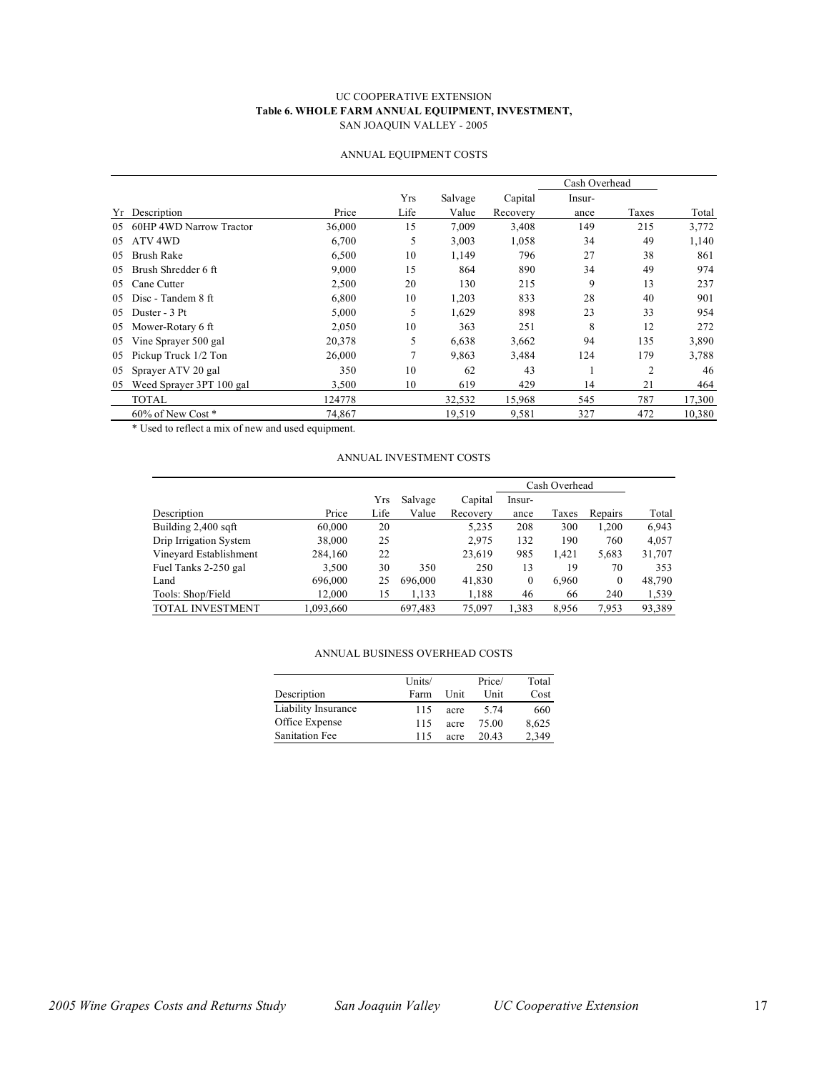UC COOPERATIVE EXTENSION

**Table 6. WHOLE FARM ANNUAL EQUIPMENT, INVESTMENT,**

SAN JOAQUIN VALLEY - 2005

ANNUAL EQUIPMENT COSTS

| | | | | | | Cash Overhead | | |
|---|---|---|---|---|---|---|---|---|
| Yr | Description | Price | Yrs Life | Salvage Value | Capital Recovery | Insur-ance | Taxes | Total |
| 05 | 60HP 4WD Narrow Tractor | 36,000 | 15 | 7,009 | 3,408 | 149 | 215 | 3,772 |
| 05 | ATV 4WD | 6,700 | 5 | 3,003 | 1,058 | 34 | 49 | 1,140 |
| 05 | Brush Rake | 6,500 | 10 | 1,149 | 796 | 27 | 38 | 861 |
| 05 | Brush Shredder 6 ft | 9,000 | 15 | 864 | 890 | 34 | 49 | 974 |
| 05 | Cane Cutter | 2,500 | 20 | 130 | 215 | 9 | 13 | 237 |
| 05 | Disc - Tandem 8 ft | 6,800 | 10 | 1,203 | 833 | 28 | 40 | 901 |
| 05 | Duster - 3 Pt | 5,000 | 5 | 1,629 | 898 | 23 | 33 | 954 |
| 05 | Mower-Rotary 6 ft | 2,050 | 10 | 363 | 251 | 8 | 12 | 272 |
| 05 | Vine Sprayer 500 gal | 20,378 | 5 | 6,638 | 3,662 | 94 | 135 | 3,890 |
| 05 | Pickup Truck 1/2 Ton | 26,000 | 7 | 9,863 | 3,484 | 124 | 179 | 3,788 |
| 05 | Sprayer ATV 20 gal | 350 | 10 | 62 | 43 | 1 | 2 | 46 |
| 05 | Weed Sprayer 3PT 100 gal | 3,500 | 10 | 619 | 429 | 14 | 21 | 464 |
| | TOTAL | 124778 | | 32,532 | 15,968 | 545 | 787 | 17,300 |
| | 60% of New Cost * | 74,867 | | 19,519 | 9,581 | 327 | 472 | 10,380 |

* Used to reflect a mix of new and used equipment.

ANNUAL INVESTMENT COSTS

| | | | | | Cash Overhead | | | |
|---|---|---|---|---|---|---|---|---|
| Description | Price | Yrs Life | Salvage Value | Capital Recovery | Insur-ance | Taxes | Repairs | Total |
| Building 2,400 sqft | 60,000 | 20 | | 5,235 | 208 | 300 | 1,200 | 6,943 |
| Drip Irrigation System | 38,000 | 25 | | 2,975 | 132 | 190 | 760 | 4,057 |
| Vineyard Establishment | 284,160 | 22 | | 23,619 | 985 | 1,421 | 5,683 | 31,707 |
| Fuel Tanks 2-250 gal | 3,500 | 30 | 350 | 250 | 13 | 19 | 70 | 353 |
| Land | 696,000 | 25 | 696,000 | 41,830 | 0 | 6,960 | 0 | 48,790 |
| Tools: Shop/Field | 12,000 | 15 | 1,133 | 1,188 | 46 | 66 | 240 | 1,539 |
| TOTAL INVESTMENT | 1,093,660 | | 697,483 | 75,097 | 1,383 | 8,956 | 7,953 | 93,389 |

ANNUAL BUSINESS OVERHEAD COSTS

| Description | Units/ Farm | Unit | Price/ Unit | Total Cost |
|---|---|---|---|---|
| Liability Insurance | 115 | acre | 5.74 | 660 |
| Office Expense | 115 | acre | 75.00 | 8,625 |
| Sanitation Fee | 115 | acre | 20.43 | 2,349 |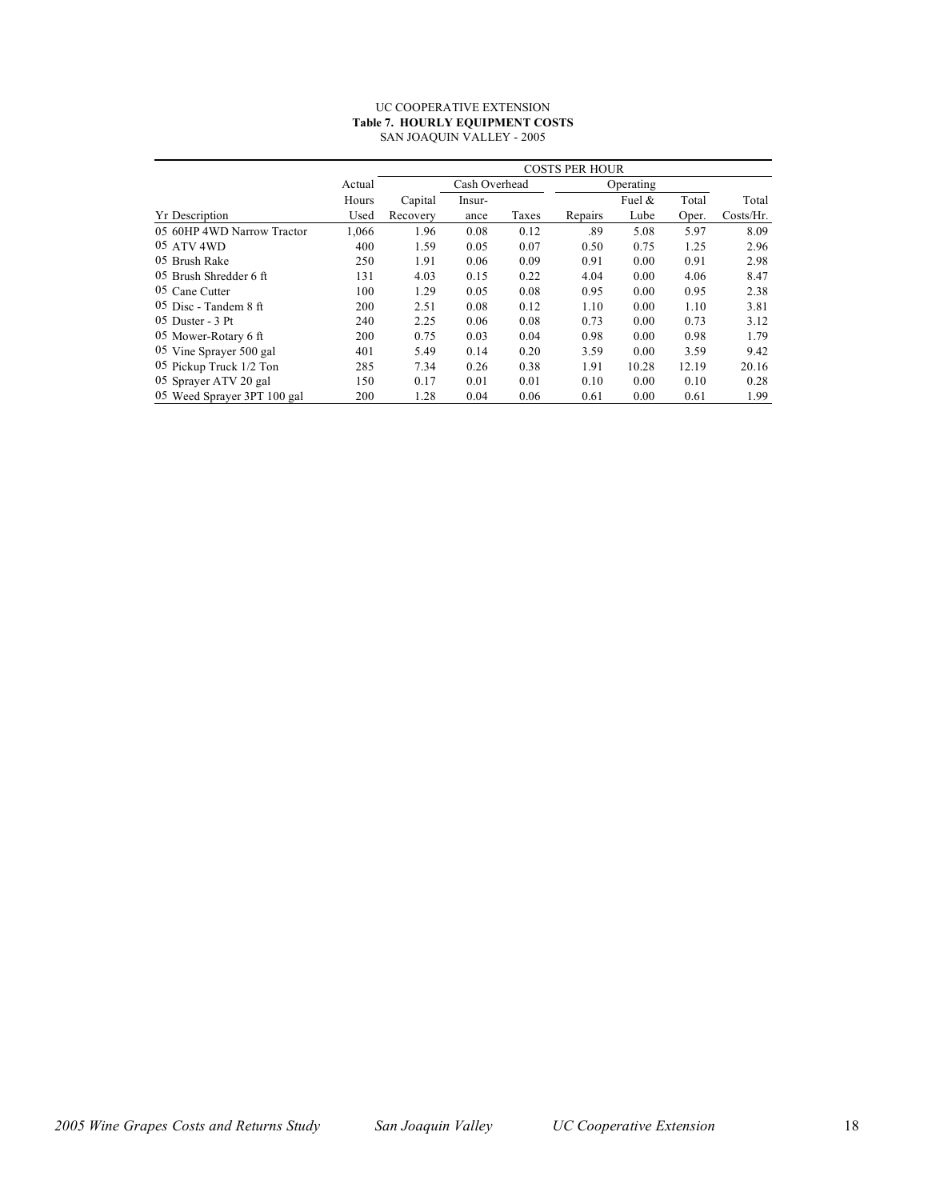UC COOPERATIVE EXTENSION

**Table 7. HOURLY EQUIPMENT COSTS**

SAN JOAQUIN VALLEY - 2005

| | | COSTS PER HOUR | | | | | | |
|---|---|---|---|---|---|---|---|---|
| | Actual | | Cash Overhead | | Operating | | | |
| | Hours | Capital | Insur- | | | Fuel & | Total | Total |
| Yr Description | Used | Recovery | ance | Taxes | Repairs | Lube | Oper. | Costs/Hr. |
| 05 60HP 4WD Narrow Tractor | 1,066 | 1.96 | 0.08 | 0.12 | .89 | 5.08 | 5.97 | 8.09 |
| 05 ATV 4WD | 400 | 1.59 | 0.05 | 0.07 | 0.50 | 0.75 | 1.25 | 2.96 |
| 05 Brush Rake | 250 | 1.91 | 0.06 | 0.09 | 0.91 | 0.00 | 0.91 | 2.98 |
| 05 Brush Shredder 6 ft | 131 | 4.03 | 0.15 | 0.22 | 4.04 | 0.00 | 4.06 | 8.47 |
| 05 Cane Cutter | 100 | 1.29 | 0.05 | 0.08 | 0.95 | 0.00 | 0.95 | 2.38 |
| 05 Disc - Tandem 8 ft | 200 | 2.51 | 0.08 | 0.12 | 1.10 | 0.00 | 1.10 | 3.81 |
| 05 Duster - 3 Pt | 240 | 2.25 | 0.06 | 0.08 | 0.73 | 0.00 | 0.73 | 3.12 |
| 05 Mower-Rotary 6 ft | 200 | 0.75 | 0.03 | 0.04 | 0.98 | 0.00 | 0.98 | 1.79 |
| 05 Vine Sprayer 500 gal | 401 | 5.49 | 0.14 | 0.20 | 3.59 | 0.00 | 3.59 | 9.42 |
| 05 Pickup Truck 1/2 Ton | 285 | 7.34 | 0.26 | 0.38 | 1.91 | 10.28 | 12.19 | 20.16 |
| 05 Sprayer ATV 20 gal | 150 | 0.17 | 0.01 | 0.01 | 0.10 | 0.00 | 0.10 | 0.28 |
| 05 Weed Sprayer 3PT 100 gal | 200 | 1.28 | 0.04 | 0.06 | 0.61 | 0.00 | 0.61 | 1.99 |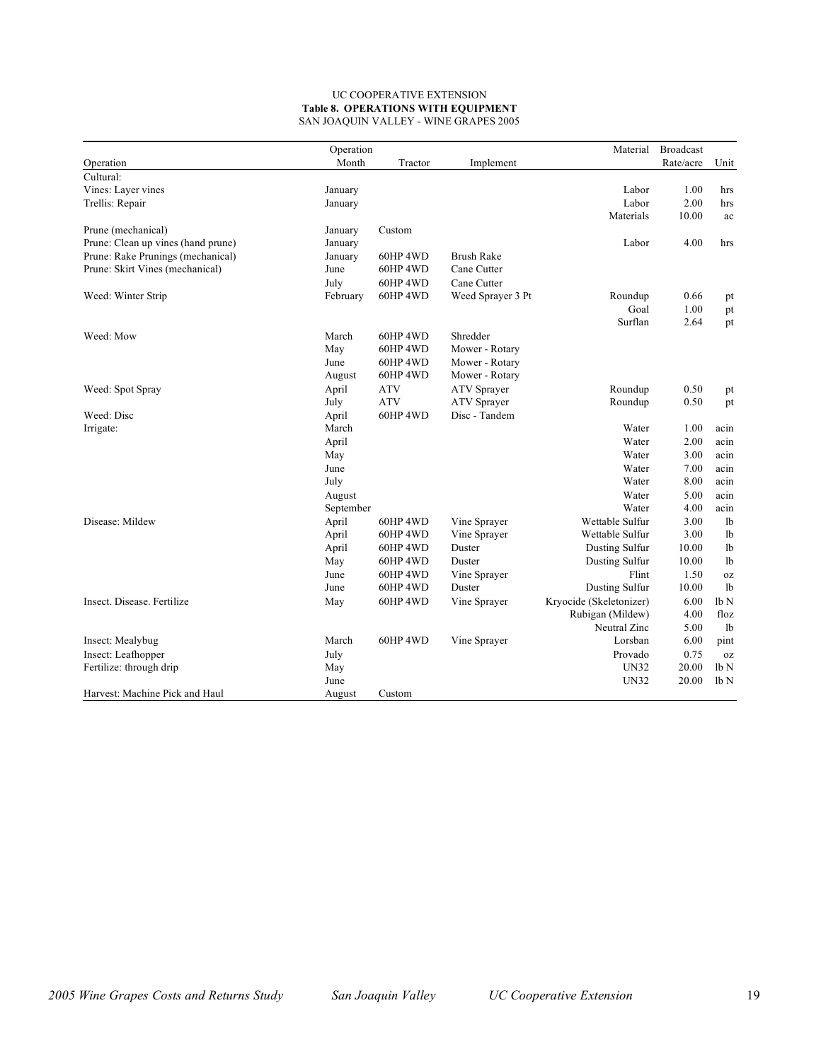UC COOPERATIVE EXTENSION

**Table 8. OPERATIONS WITH EQUIPMENT**

SAN JOAQUIN VALLEY - WINE GRAPES 2005

| Operation | Operation Month | Tractor | Implement | Material | Broadcast Rate/acre | Unit |
|---|---|---|---|---|---|---|
| Cultural: | | | | | | |
| Vines: Layer vines | January | | | Labor | 1.00 | hrs |
| Trellis: Repair | January | | | Labor | 2.00 | hrs |
| | | | | Materials | 10.00 | ac |
| Prune (mechanical) | January | Custom | | | | |
| Prune: Clean up vines (hand prune) | January | | | Labor | 4.00 | hrs |
| Prune: Rake Prunings (mechanical) | January | 60HP 4WD | Brush Rake | | | |
| Prune: Skirt Vines (mechanical) | June | 60HP 4WD | Cane Cutter | | | |
| | July | 60HP 4WD | Cane Cutter | | | |
| Weed: Winter Strip | February | 60HP 4WD | Weed Sprayer 3 Pt | Roundup | 0.66 | pt |
| | | | | Goal | 1.00 | pt |
| | | | | Surflan | 2.64 | pt |
| Weed: Mow | March | 60HP 4WD | Shredder | | | |
| | May | 60HP 4WD | Mower - Rotary | | | |
| | June | 60HP 4WD | Mower - Rotary | | | |
| | August | 60HP 4WD | Mower - Rotary | | | |
| Weed: Spot Spray | April | ATV | ATV Sprayer | Roundup | 0.50 | pt |
| | July | ATV | ATV Sprayer | Roundup | 0.50 | pt |
| Weed: Disc | April | 60HP 4WD | Disc - Tandem | | | |
| Irrigate: | March | | | Water | 1.00 | acin |
| | April | | | Water | 2.00 | acin |
| | May | | | Water | 3.00 | acin |
| | June | | | Water | 7.00 | acin |
| | July | | | Water | 8.00 | acin |
| | August | | | Water | 5.00 | acin |
| | September | | | Water | 4.00 | acin |
| Disease: Mildew | April | 60HP 4WD | Vine Sprayer | Wettable Sulfur | 3.00 | lb |
| | April | 60HP 4WD | Vine Sprayer | Wettable Sulfur | 3.00 | lb |
| | April | 60HP 4WD | Duster | Dusting Sulfur | 10.00 | lb |
| | May | 60HP 4WD | Duster | Dusting Sulfur | 10.00 | lb |
| | June | 60HP 4WD | Vine Sprayer | Flint | 1.50 | oz |
| | June | 60HP 4WD | Duster | Dusting Sulfur | 10.00 | lb |
| Insect. Disease. Fertilize | May | 60HP 4WD | Vine Sprayer | Kryocide (Skeletonizer) | 6.00 | lb N |
| | | | | Rubigan (Mildew) | 4.00 | floz |
| | | | | Neutral Zinc | 5.00 | lb |
| Insect: Mealybug | March | 60HP 4WD | Vine Sprayer | Lorsban | 6.00 | pint |
| Insect: Leafhopper | July | | | Provado | 0.75 | oz |
| Fertilize: through drip | May | | | UN32 | 20.00 | lb N |
| | June | | | UN32 | 20.00 | lb N |
| Harvest: Machine Pick and Haul | August | Custom | | | | |